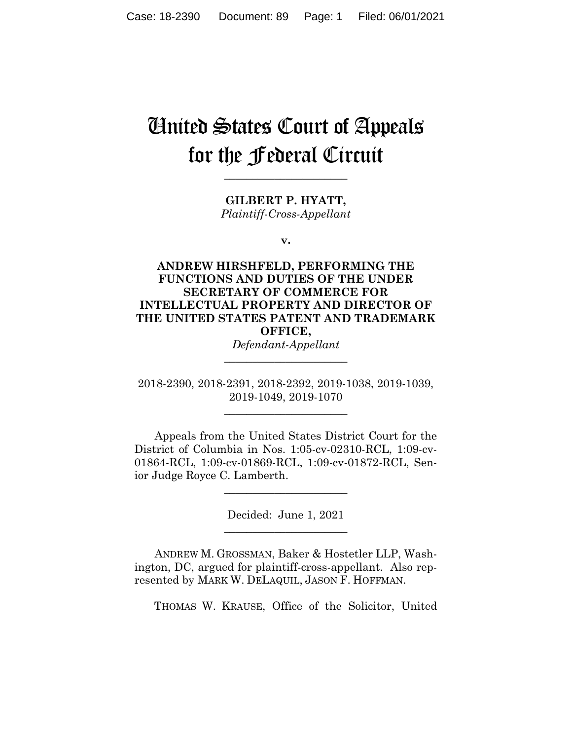# United States Court of Appeals for the Federal Circuit

---

**GILBERT P. HYATT,**
*Plaintiff-Cross-Appellant*

**v.**

**ANDREW HIRSHFELD, PERFORMING THE FUNCTIONS AND DUTIES OF THE UNDER SECRETARY OF COMMERCE FOR INTELLECTUAL PROPERTY AND DIRECTOR OF THE UNITED STATES PATENT AND TRADEMARK OFFICE,**
*Defendant-Appellant*

---

2018-2390, 2018-2391, 2018-2392, 2019-1038, 2019-1039, 2019-1049, 2019-1070

---

Appeals from the United States District Court for the District of Columbia in Nos. 1:05-cv-02310-RCL, 1:09-cv-01864-RCL, 1:09-cv-01869-RCL, 1:09-cv-01872-RCL, Senior Judge Royce C. Lamberth.

---

Decided: June 1, 2021

---

ANDREW M. GROSSMAN, Baker & Hostetler LLP, Washington, DC, argued for plaintiff-cross-appellant. Also represented by MARK W. DELAQUIL, JASON F. HOFFMAN.

THOMAS W. KRAUSE, Office of the Solicitor, United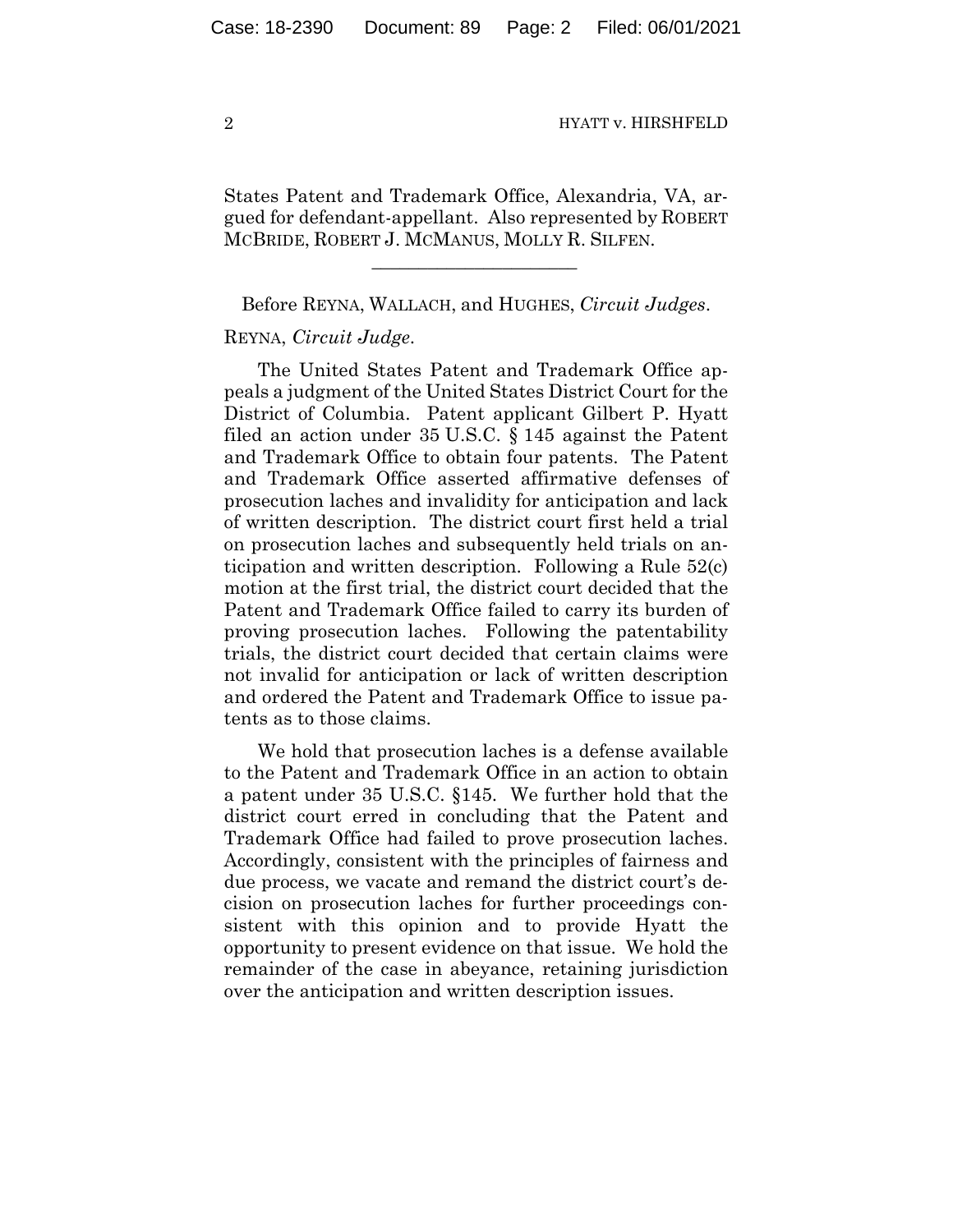States Patent and Trademark Office, Alexandria, VA, argued for defendant-appellant. Also represented by ROBERT MCBRIDE, ROBERT J. MCMANUS, MOLLY R. SILFEN.

______________________

Before REYNA, WALLACH, and HUGHES, *Circuit Judges*.

REYNA, *Circuit Judge*.

The United States Patent and Trademark Office appeals a judgment of the United States District Court for the District of Columbia. Patent applicant Gilbert P. Hyatt filed an action under 35 U.S.C. § 145 against the Patent and Trademark Office to obtain four patents. The Patent and Trademark Office asserted affirmative defenses of prosecution laches and invalidity for anticipation and lack of written description. The district court first held a trial on prosecution laches and subsequently held trials on anticipation and written description. Following a Rule 52(c) motion at the first trial, the district court decided that the Patent and Trademark Office failed to carry its burden of proving prosecution laches. Following the patentability trials, the district court decided that certain claims were not invalid for anticipation or lack of written description and ordered the Patent and Trademark Office to issue patents as to those claims.

We hold that prosecution laches is a defense available to the Patent and Trademark Office in an action to obtain a patent under 35 U.S.C. §145. We further hold that the district court erred in concluding that the Patent and Trademark Office had failed to prove prosecution laches. Accordingly, consistent with the principles of fairness and due process, we vacate and remand the district court's decision on prosecution laches for further proceedings consistent with this opinion and to provide Hyatt the opportunity to present evidence on that issue. We hold the remainder of the case in abeyance, retaining jurisdiction over the anticipation and written description issues.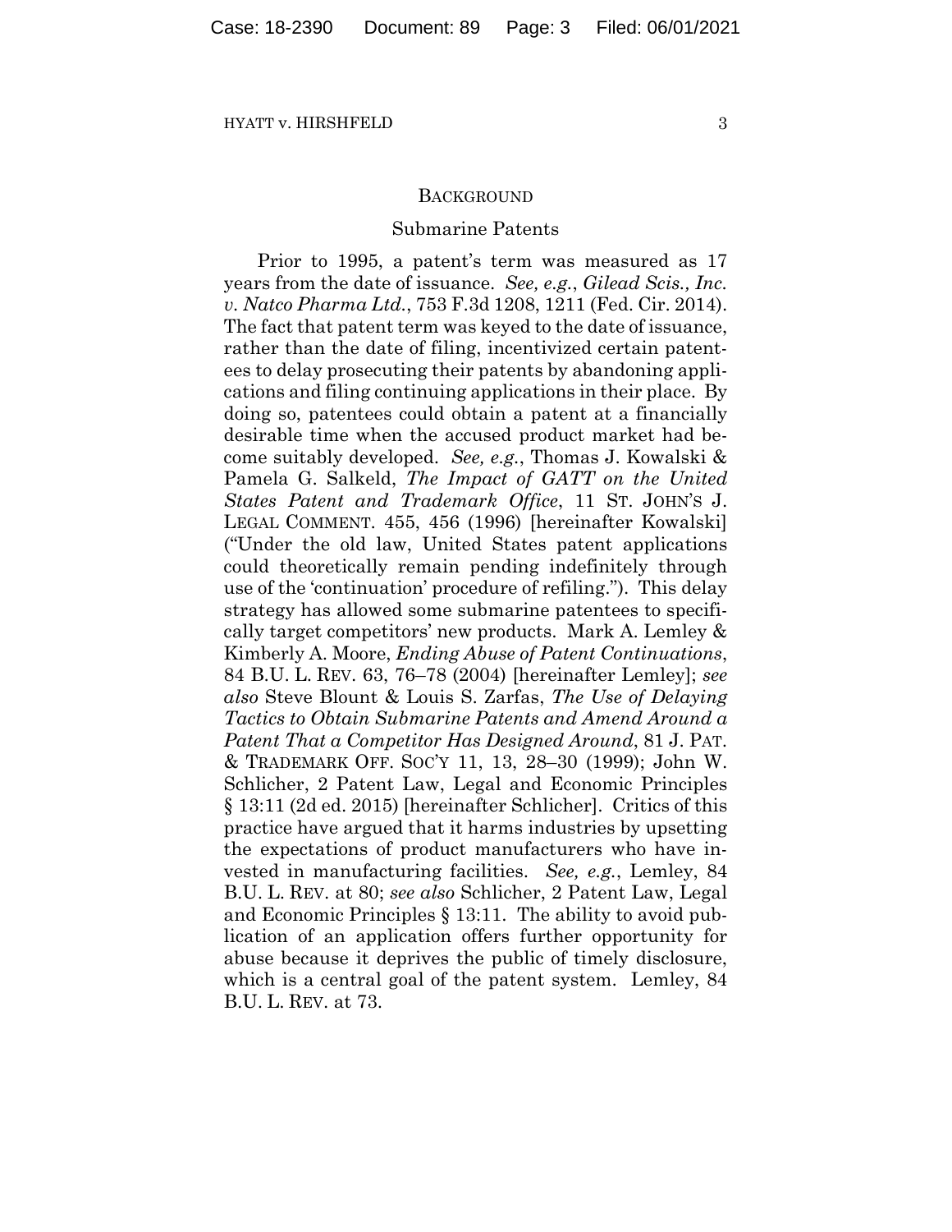## BACKGROUND

### Submarine Patents

Prior to 1995, a patent's term was measured as 17 years from the date of issuance. *See, e.g.*, *Gilead Scis., Inc. v. Natco Pharma Ltd.*, 753 F.3d 1208, 1211 (Fed. Cir. 2014). The fact that patent term was keyed to the date of issuance, rather than the date of filing, incentivized certain patentees to delay prosecuting their patents by abandoning applications and filing continuing applications in their place. By doing so, patentees could obtain a patent at a financially desirable time when the accused product market had become suitably developed. *See, e.g.*, Thomas J. Kowalski & Pamela G. Salkeld, *The Impact of GATT on the United States Patent and Trademark Office*, 11 ST. JOHN'S J. LEGAL COMMENT. 455, 456 (1996) [hereinafter Kowalski] ("Under the old law, United States patent applications could theoretically remain pending indefinitely through use of the 'continuation' procedure of refiling."). This delay strategy has allowed some submarine patentees to specifically target competitors' new products. Mark A. Lemley & Kimberly A. Moore, *Ending Abuse of Patent Continuations*, 84 B.U. L. REV. 63, 76–78 (2004) [hereinafter Lemley]; *see also* Steve Blount & Louis S. Zarfas, *The Use of Delaying Tactics to Obtain Submarine Patents and Amend Around a Patent That a Competitor Has Designed Around*, 81 J. PAT. & TRADEMARK OFF. SOC'Y 11, 13, 28–30 (1999); John W. Schlicher, 2 Patent Law, Legal and Economic Principles § 13:11 (2d ed. 2015) [hereinafter Schlicher]. Critics of this practice have argued that it harms industries by upsetting the expectations of product manufacturers who have invested in manufacturing facilities. *See, e.g.*, Lemley, 84 B.U. L. REV. at 80; *see also* Schlicher, 2 Patent Law, Legal and Economic Principles § 13:11. The ability to avoid publication of an application offers further opportunity for abuse because it deprives the public of timely disclosure, which is a central goal of the patent system. Lemley, 84 B.U. L. REV. at 73.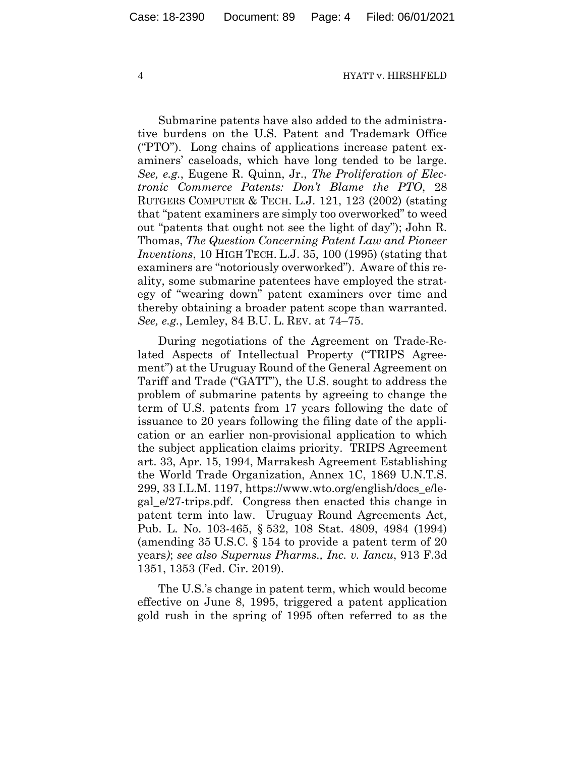Submarine patents have also added to the administrative burdens on the U.S. Patent and Trademark Office ("PTO"). Long chains of applications increase patent examiners' caseloads, which have long tended to be large. *See, e.g.*, Eugene R. Quinn, Jr., *The Proliferation of Electronic Commerce Patents: Don't Blame the PTO*, 28 RUTGERS COMPUTER & TECH. L.J. 121, 123 (2002) (stating that "patent examiners are simply too overworked" to weed out "patents that ought not see the light of day"); John R. Thomas, *The Question Concerning Patent Law and Pioneer Inventions*, 10 HIGH TECH. L.J. 35, 100 (1995) (stating that examiners are "notoriously overworked"). Aware of this reality, some submarine patentees have employed the strategy of "wearing down" patent examiners over time and thereby obtaining a broader patent scope than warranted. *See, e.g.*, Lemley, 84 B.U. L. REV. at 74–75.

During negotiations of the Agreement on Trade-Related Aspects of Intellectual Property ("TRIPS Agreement") at the Uruguay Round of the General Agreement on Tariff and Trade ("GATT"), the U.S. sought to address the problem of submarine patents by agreeing to change the term of U.S. patents from 17 years following the date of issuance to 20 years following the filing date of the application or an earlier non-provisional application to which the subject application claims priority. TRIPS Agreement art. 33, Apr. 15, 1994, Marrakesh Agreement Establishing the World Trade Organization, Annex 1C, 1869 U.N.T.S. 299, 33 I.L.M. 1197, https://www.wto.org/english/docs_e/legal_e/27-trips.pdf. Congress then enacted this change in patent term into law. Uruguay Round Agreements Act, Pub. L. No. 103-465, § 532, 108 Stat. 4809, 4984 (1994) (amending 35 U.S.C. § 154 to provide a patent term of 20 years); *see also Supernus Pharms., Inc. v. Iancu*, 913 F.3d 1351, 1353 (Fed. Cir. 2019).

The U.S.'s change in patent term, which would become effective on June 8, 1995, triggered a patent application gold rush in the spring of 1995 often referred to as the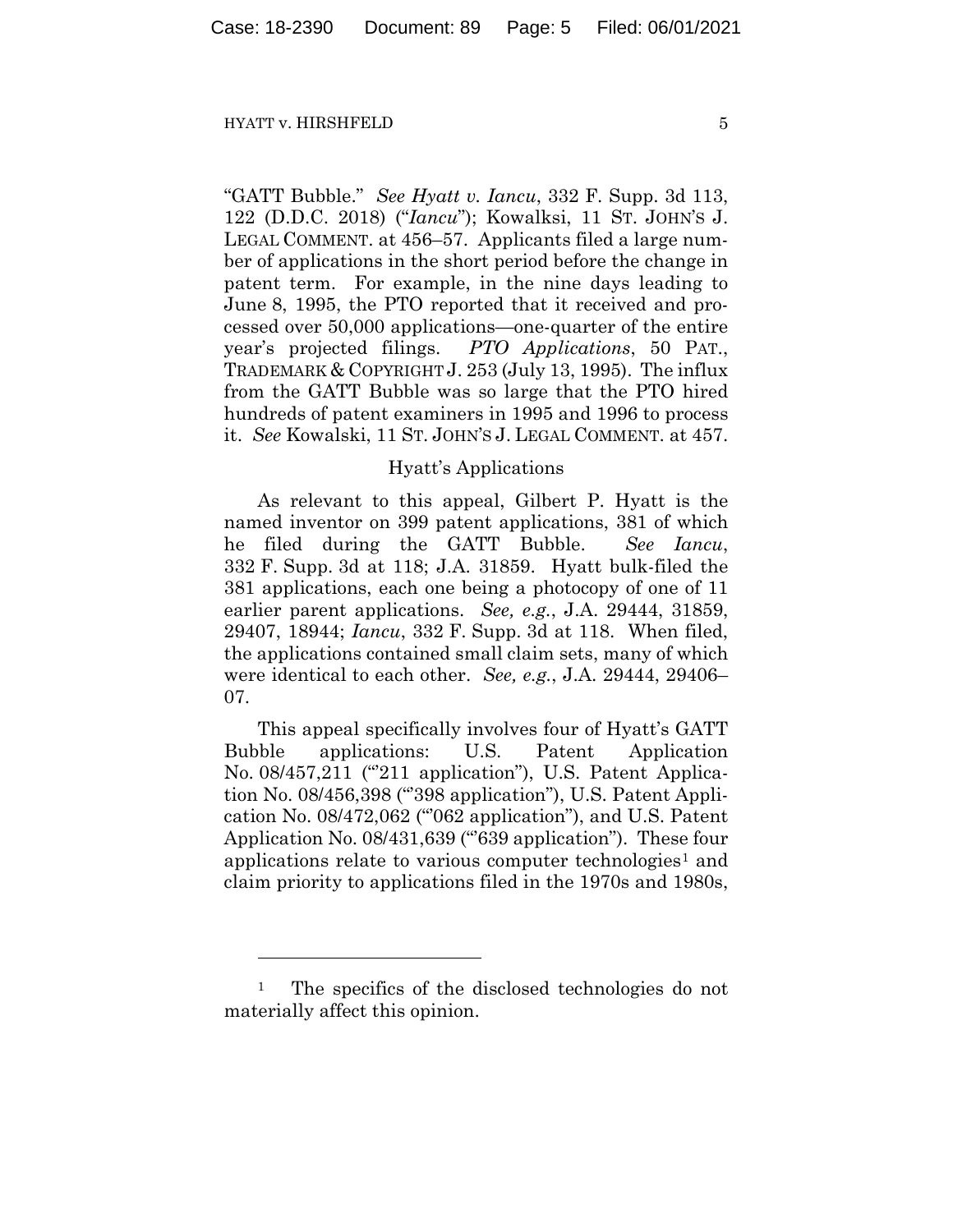"GATT Bubble." *See Hyatt v. Iancu*, 332 F. Supp. 3d 113, 122 (D.D.C. 2018) ("*Iancu*"); Kowalksi, 11 ST. JOHN'S J. LEGAL COMMENT. at 456–57. Applicants filed a large number of applications in the short period before the change in patent term. For example, in the nine days leading to June 8, 1995, the PTO reported that it received and processed over 50,000 applications—one-quarter of the entire year's projected filings. *PTO Applications*, 50 PAT., TRADEMARK & COPYRIGHT J. 253 (July 13, 1995). The influx from the GATT Bubble was so large that the PTO hired hundreds of patent examiners in 1995 and 1996 to process it. *See* Kowalski, 11 ST. JOHN'S J. LEGAL COMMENT. at 457.

## Hyatt's Applications

As relevant to this appeal, Gilbert P. Hyatt is the named inventor on 399 patent applications, 381 of which he filed during the GATT Bubble. *See Iancu*, 332 F. Supp. 3d at 118; J.A. 31859. Hyatt bulk-filed the 381 applications, each one being a photocopy of one of 11 earlier parent applications. *See, e.g.*, J.A. 29444, 31859, 29407, 18944; *Iancu*, 332 F. Supp. 3d at 118. When filed, the applications contained small claim sets, many of which were identical to each other. *See, e.g.*, J.A. 29444, 29406–07.

This appeal specifically involves four of Hyatt's GATT Bubble applications: U.S. Patent Application No. 08/457,211 ("'211 application"), U.S. Patent Application No. 08/456,398 ("'398 application"), U.S. Patent Application No. 08/472,062 ("'062 application"), and U.S. Patent Application No. 08/431,639 ("'639 application"). These four applications relate to various computer technologies[1] and claim priority to applications filed in the 1970s and 1980s,

[1] The specifics of the disclosed technologies do not materially affect this opinion.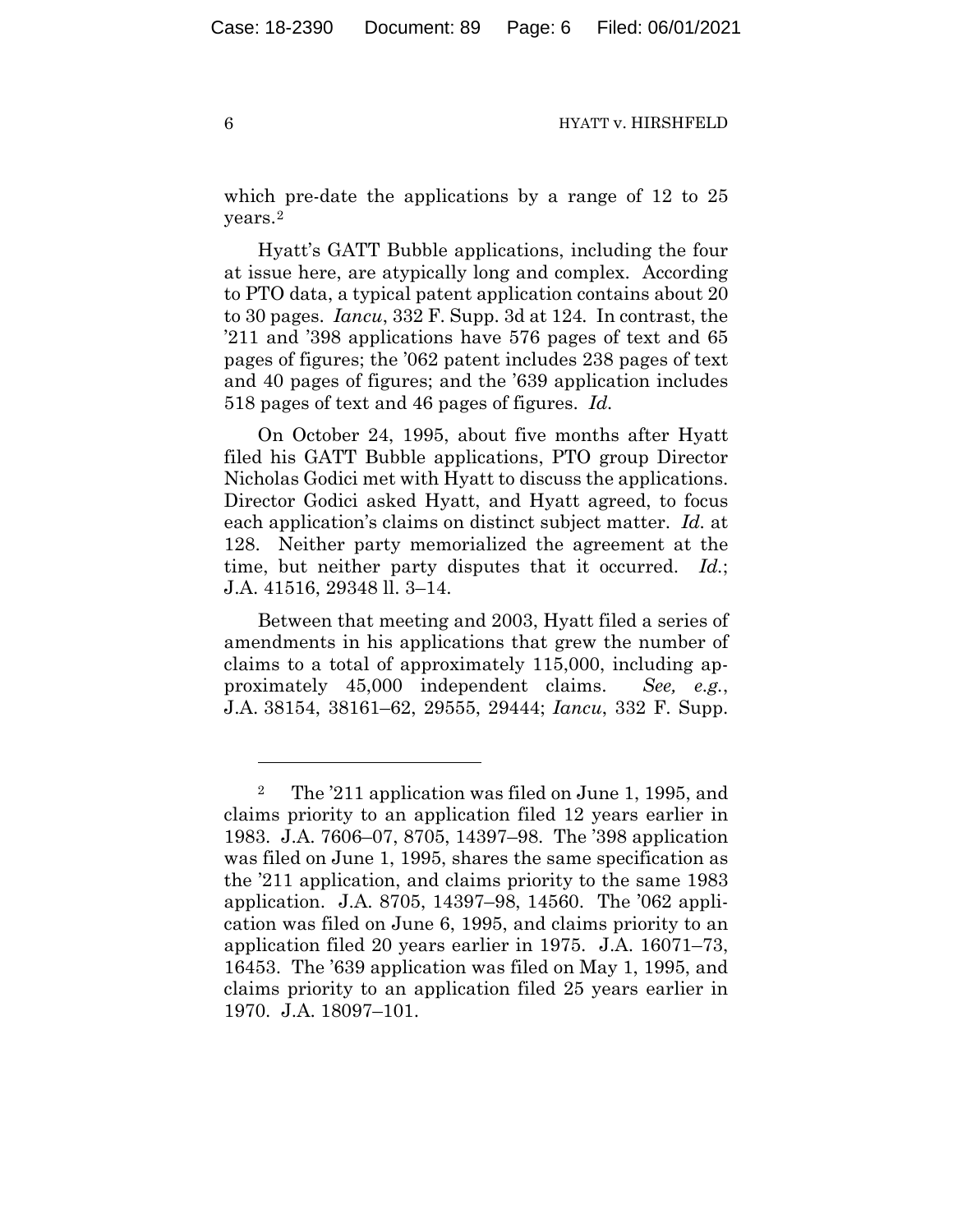which pre-date the applications by a range of 12 to 25 years.[2]

Hyatt's GATT Bubble applications, including the four at issue here, are atypically long and complex. According to PTO data, a typical patent application contains about 20 to 30 pages. *Iancu*, 332 F. Supp. 3d at 124. In contrast, the '211 and '398 applications have 576 pages of text and 65 pages of figures; the '062 patent includes 238 pages of text and 40 pages of figures; and the '639 application includes 518 pages of text and 46 pages of figures. *Id.*

On October 24, 1995, about five months after Hyatt filed his GATT Bubble applications, PTO group Director Nicholas Godici met with Hyatt to discuss the applications. Director Godici asked Hyatt, and Hyatt agreed, to focus each application's claims on distinct subject matter. *Id.* at 128. Neither party memorialized the agreement at the time, but neither party disputes that it occurred. *Id.*; J.A. 41516, 29348 ll. 3–14.

Between that meeting and 2003, Hyatt filed a series of amendments in his applications that grew the number of claims to a total of approximately 115,000, including approximately 45,000 independent claims. *See, e.g.*, J.A. 38154, 38161–62, 29555, 29444; *Iancu*, 332 F. Supp.

---

[2] The '211 application was filed on June 1, 1995, and claims priority to an application filed 12 years earlier in 1983. J.A. 7606–07, 8705, 14397–98. The '398 application was filed on June 1, 1995, shares the same specification as the '211 application, and claims priority to the same 1983 application. J.A. 8705, 14397–98, 14560. The '062 application was filed on June 6, 1995, and claims priority to an application filed 20 years earlier in 1975. J.A. 16071–73, 16453. The '639 application was filed on May 1, 1995, and claims priority to an application filed 25 years earlier in 1970. J.A. 18097–101.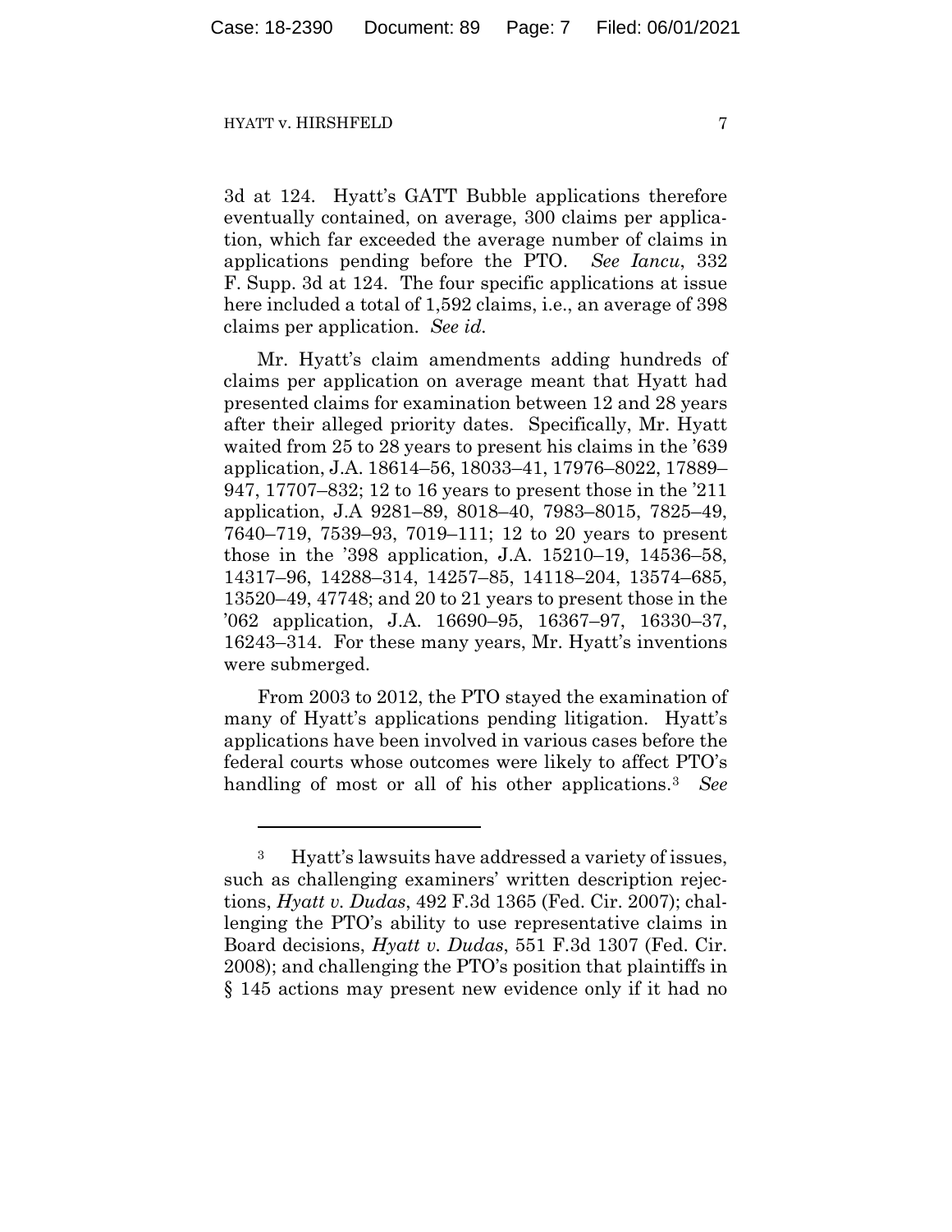3d at 124. Hyatt's GATT Bubble applications therefore eventually contained, on average, 300 claims per application, which far exceeded the average number of claims in applications pending before the PTO. *See Iancu*, 332 F. Supp. 3d at 124. The four specific applications at issue here included a total of 1,592 claims, i.e., an average of 398 claims per application. *See id.*

Mr. Hyatt's claim amendments adding hundreds of claims per application on average meant that Hyatt had presented claims for examination between 12 and 28 years after their alleged priority dates. Specifically, Mr. Hyatt waited from 25 to 28 years to present his claims in the '639 application, J.A. 18614–56, 18033–41, 17976–8022, 17889–947, 17707–832; 12 to 16 years to present those in the '211 application, J.A 9281–89, 8018–40, 7983–8015, 7825–49, 7640–719, 7539–93, 7019–111; 12 to 20 years to present those in the '398 application, J.A. 15210–19, 14536–58, 14317–96, 14288–314, 14257–85, 14118–204, 13574–685, 13520–49, 47748; and 20 to 21 years to present those in the '062 application, J.A. 16690–95, 16367–97, 16330–37, 16243–314. For these many years, Mr. Hyatt's inventions were submerged.

From 2003 to 2012, the PTO stayed the examination of many of Hyatt's applications pending litigation. Hyatt's applications have been involved in various cases before the federal courts whose outcomes were likely to affect PTO's handling of most or all of his other applications.[3] *See*

[3] Hyatt's lawsuits have addressed a variety of issues, such as challenging examiners' written description rejections, *Hyatt v. Dudas*, 492 F.3d 1365 (Fed. Cir. 2007); challenging the PTO's ability to use representative claims in Board decisions, *Hyatt v. Dudas*, 551 F.3d 1307 (Fed. Cir. 2008); and challenging the PTO's position that plaintiffs in § 145 actions may present new evidence only if it had no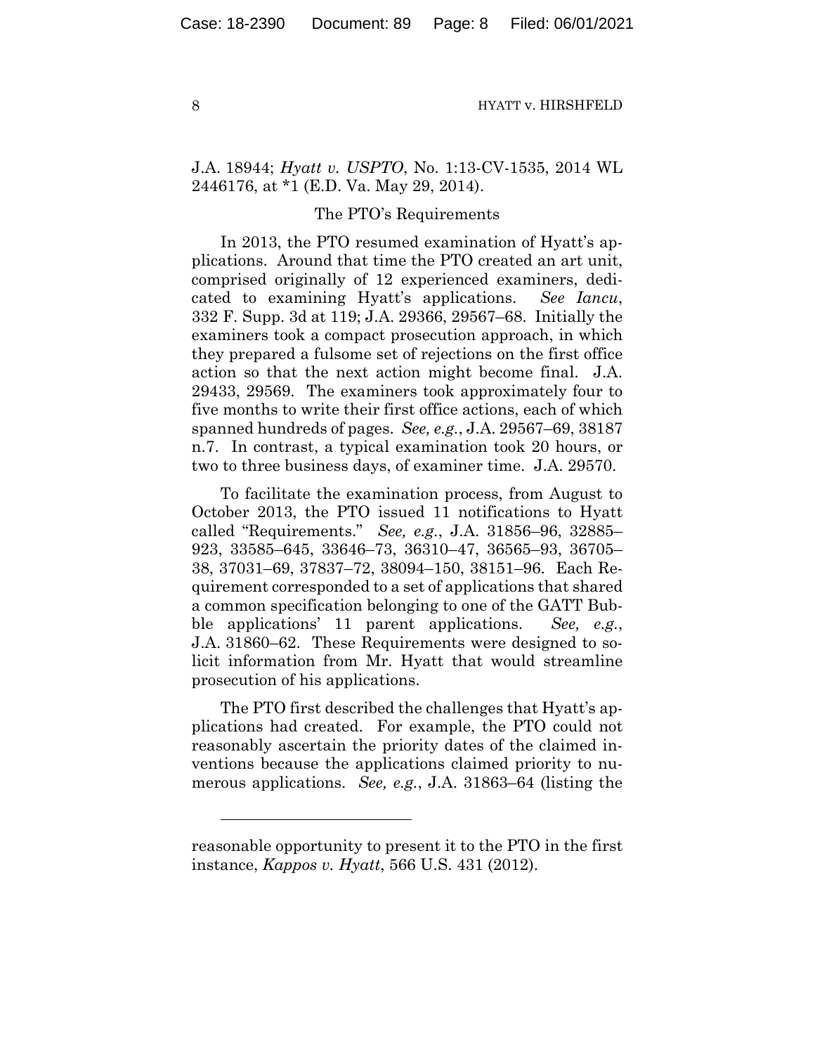J.A. 18944; *Hyatt v. USPTO*, No. 1:13-CV-1535, 2014 WL 2446176, at *1 (E.D. Va. May 29, 2014).

### The PTO's Requirements

In 2013, the PTO resumed examination of Hyatt's applications. Around that time the PTO created an art unit, comprised originally of 12 experienced examiners, dedicated to examining Hyatt's applications. *See Iancu*, 332 F. Supp. 3d at 119; J.A. 29366, 29567–68. Initially the examiners took a compact prosecution approach, in which they prepared a fulsome set of rejections on the first office action so that the next action might become final. J.A. 29433, 29569. The examiners took approximately four to five months to write their first office actions, each of which spanned hundreds of pages. *See, e.g.*, J.A. 29567–69, 38187 n.7. In contrast, a typical examination took 20 hours, or two to three business days, of examiner time. J.A. 29570.

To facilitate the examination process, from August to October 2013, the PTO issued 11 notifications to Hyatt called "Requirements." *See, e.g.*, J.A. 31856–96, 32885–923, 33585–645, 33646–73, 36310–47, 36565–93, 36705–38, 37031–69, 37837–72, 38094–150, 38151–96. Each Requirement corresponded to a set of applications that shared a common specification belonging to one of the GATT Bubble applications' 11 parent applications. *See, e.g.*, J.A. 31860–62. These Requirements were designed to solicit information from Mr. Hyatt that would streamline prosecution of his applications.

The PTO first described the challenges that Hyatt's applications had created. For example, the PTO could not reasonably ascertain the priority dates of the claimed inventions because the applications claimed priority to numerous applications. *See, e.g.*, J.A. 31863–64 (listing the

---

reasonable opportunity to present it to the PTO in the first instance, *Kappos v. Hyatt*, 566 U.S. 431 (2012).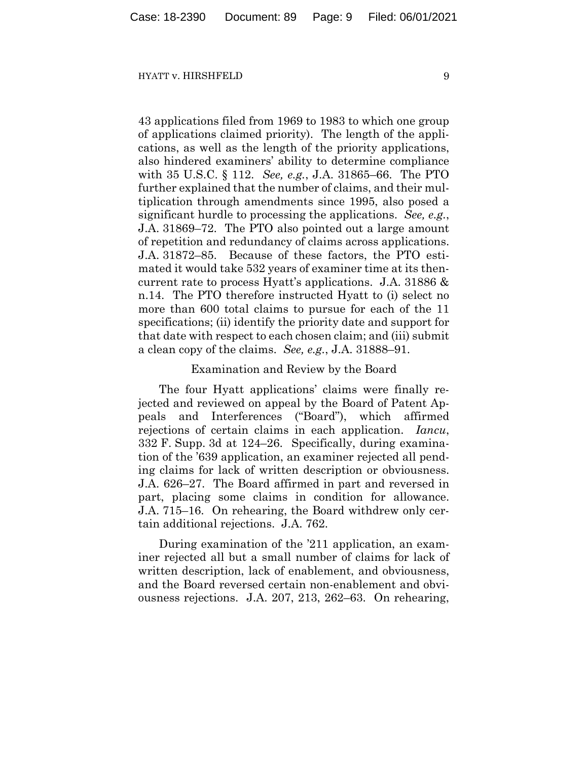43 applications filed from 1969 to 1983 to which one group of applications claimed priority). The length of the applications, as well as the length of the priority applications, also hindered examiners' ability to determine compliance with 35 U.S.C. § 112. *See, e.g.*, J.A. 31865–66. The PTO further explained that the number of claims, and their multiplication through amendments since 1995, also posed a significant hurdle to processing the applications. *See, e.g.*, J.A. 31869–72. The PTO also pointed out a large amount of repetition and redundancy of claims across applications. J.A. 31872–85. Because of these factors, the PTO estimated it would take 532 years of examiner time at its then-current rate to process Hyatt's applications. J.A. 31886 & n.14. The PTO therefore instructed Hyatt to (i) select no more than 600 total claims to pursue for each of the 11 specifications; (ii) identify the priority date and support for that date with respect to each chosen claim; and (iii) submit a clean copy of the claims. *See, e.g.*, J.A. 31888–91.

### Examination and Review by the Board

The four Hyatt applications' claims were finally rejected and reviewed on appeal by the Board of Patent Appeals and Interferences ("Board"), which affirmed rejections of certain claims in each application. *Iancu*, 332 F. Supp. 3d at 124–26. Specifically, during examination of the '639 application, an examiner rejected all pending claims for lack of written description or obviousness. J.A. 626–27. The Board affirmed in part and reversed in part, placing some claims in condition for allowance. J.A. 715–16. On rehearing, the Board withdrew only certain additional rejections. J.A. 762.

During examination of the '211 application, an examiner rejected all but a small number of claims for lack of written description, lack of enablement, and obviousness, and the Board reversed certain non-enablement and obviousness rejections. J.A. 207, 213, 262–63. On rehearing,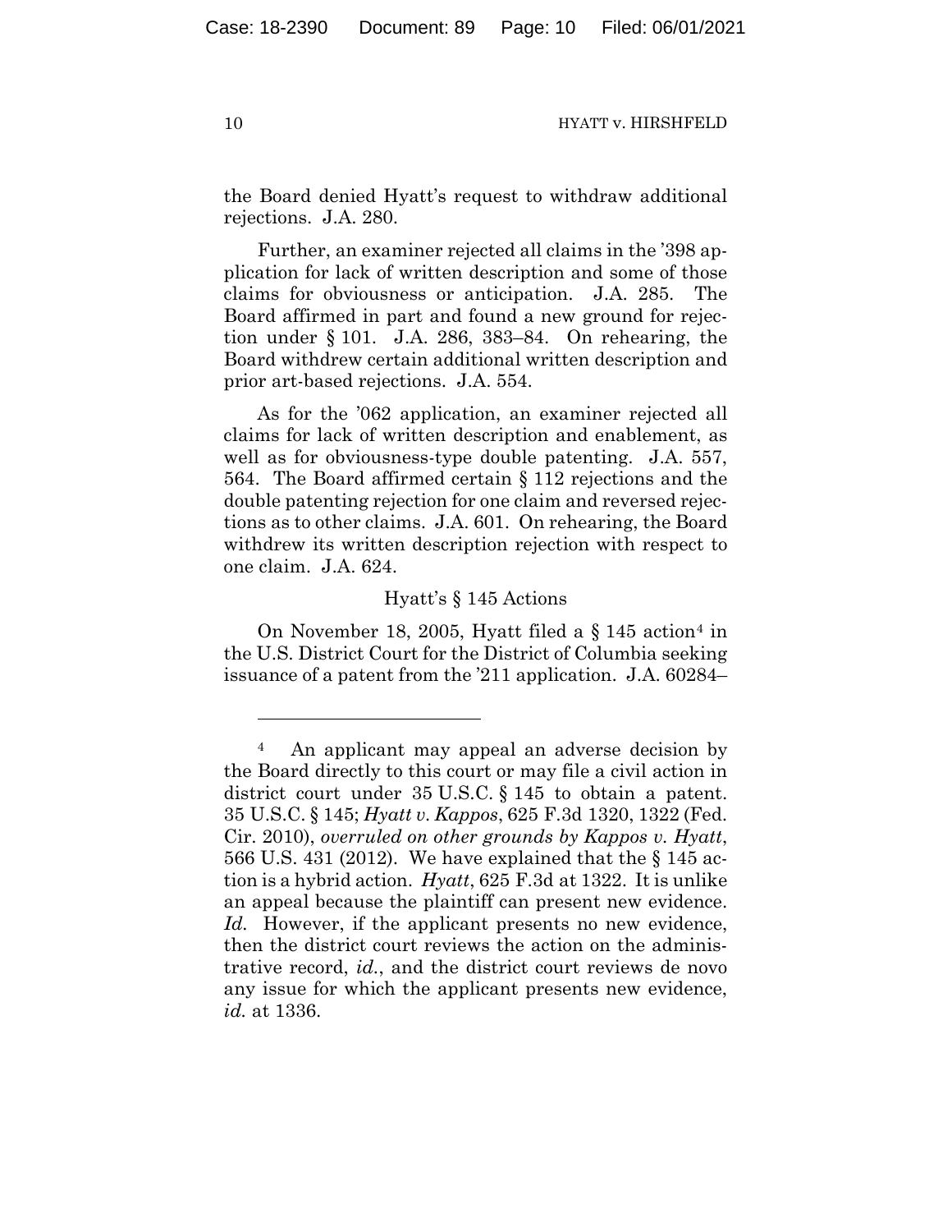the Board denied Hyatt's request to withdraw additional rejections. J.A. 280.

Further, an examiner rejected all claims in the '398 application for lack of written description and some of those claims for obviousness or anticipation. J.A. 285. The Board affirmed in part and found a new ground for rejection under § 101. J.A. 286, 383–84. On rehearing, the Board withdrew certain additional written description and prior art-based rejections. J.A. 554.

As for the '062 application, an examiner rejected all claims for lack of written description and enablement, as well as for obviousness-type double patenting. J.A. 557, 564. The Board affirmed certain § 112 rejections and the double patenting rejection for one claim and reversed rejections as to other claims. J.A. 601. On rehearing, the Board withdrew its written description rejection with respect to one claim. J.A. 624.

### Hyatt's § 145 Actions

On November 18, 2005, Hyatt filed a § 145 action[4] in the U.S. District Court for the District of Columbia seeking issuance of a patent from the '211 application. J.A. 60284–

---

[4] An applicant may appeal an adverse decision by the Board directly to this court or may file a civil action in district court under 35 U.S.C. § 145 to obtain a patent. 35 U.S.C. § 145; *Hyatt v. Kappos*, 625 F.3d 1320, 1322 (Fed. Cir. 2010), *overruled on other grounds by Kappos v. Hyatt*, 566 U.S. 431 (2012). We have explained that the § 145 action is a hybrid action. *Hyatt*, 625 F.3d at 1322. It is unlike an appeal because the plaintiff can present new evidence. *Id.* However, if the applicant presents no new evidence, then the district court reviews the action on the administrative record, *id.*, and the district court reviews de novo any issue for which the applicant presents new evidence, *id.* at 1336.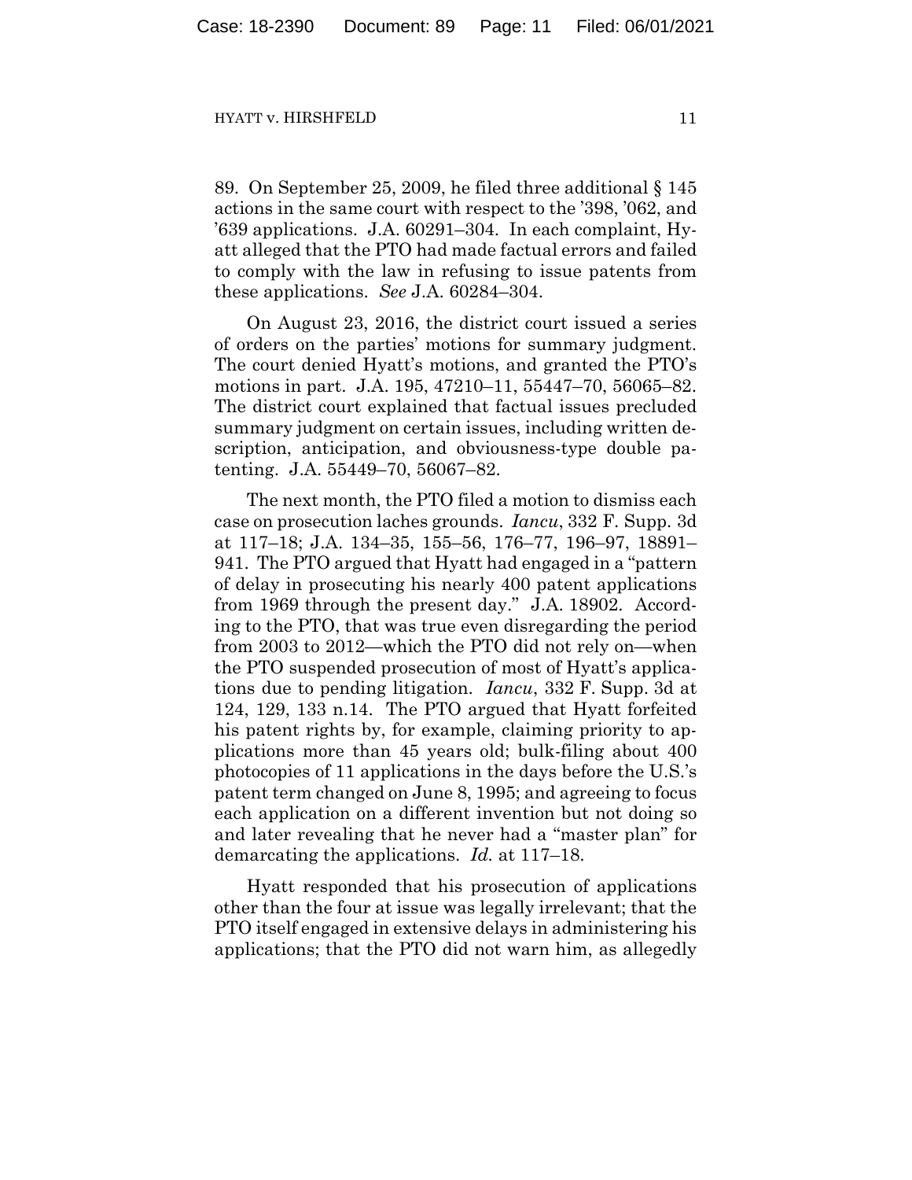89. On September 25, 2009, he filed three additional § 145 actions in the same court with respect to the ’398, ’062, and ’639 applications. J.A. 60291–304. In each complaint, Hyatt alleged that the PTO had made factual errors and failed to comply with the law in refusing to issue patents from these applications. *See* J.A. 60284–304.

On August 23, 2016, the district court issued a series of orders on the parties’ motions for summary judgment. The court denied Hyatt’s motions, and granted the PTO’s motions in part. J.A. 195, 47210–11, 55447–70, 56065–82. The district court explained that factual issues precluded summary judgment on certain issues, including written description, anticipation, and obviousness-type double patenting. J.A. 55449–70, 56067–82.

The next month, the PTO filed a motion to dismiss each case on prosecution laches grounds. *Iancu*, 332 F. Supp. 3d at 117–18; J.A. 134–35, 155–56, 176–77, 196–97, 18891–941. The PTO argued that Hyatt had engaged in a “pattern of delay in prosecuting his nearly 400 patent applications from 1969 through the present day.” J.A. 18902. According to the PTO, that was true even disregarding the period from 2003 to 2012—which the PTO did not rely on—when the PTO suspended prosecution of most of Hyatt’s applications due to pending litigation. *Iancu*, 332 F. Supp. 3d at 124, 129, 133 n.14. The PTO argued that Hyatt forfeited his patent rights by, for example, claiming priority to applications more than 45 years old; bulk-filing about 400 photocopies of 11 applications in the days before the U.S.’s patent term changed on June 8, 1995; and agreeing to focus each application on a different invention but not doing so and later revealing that he never had a “master plan” for demarcating the applications. *Id.* at 117–18.

Hyatt responded that his prosecution of applications other than the four at issue was legally irrelevant; that the PTO itself engaged in extensive delays in administering his applications; that the PTO did not warn him, as allegedly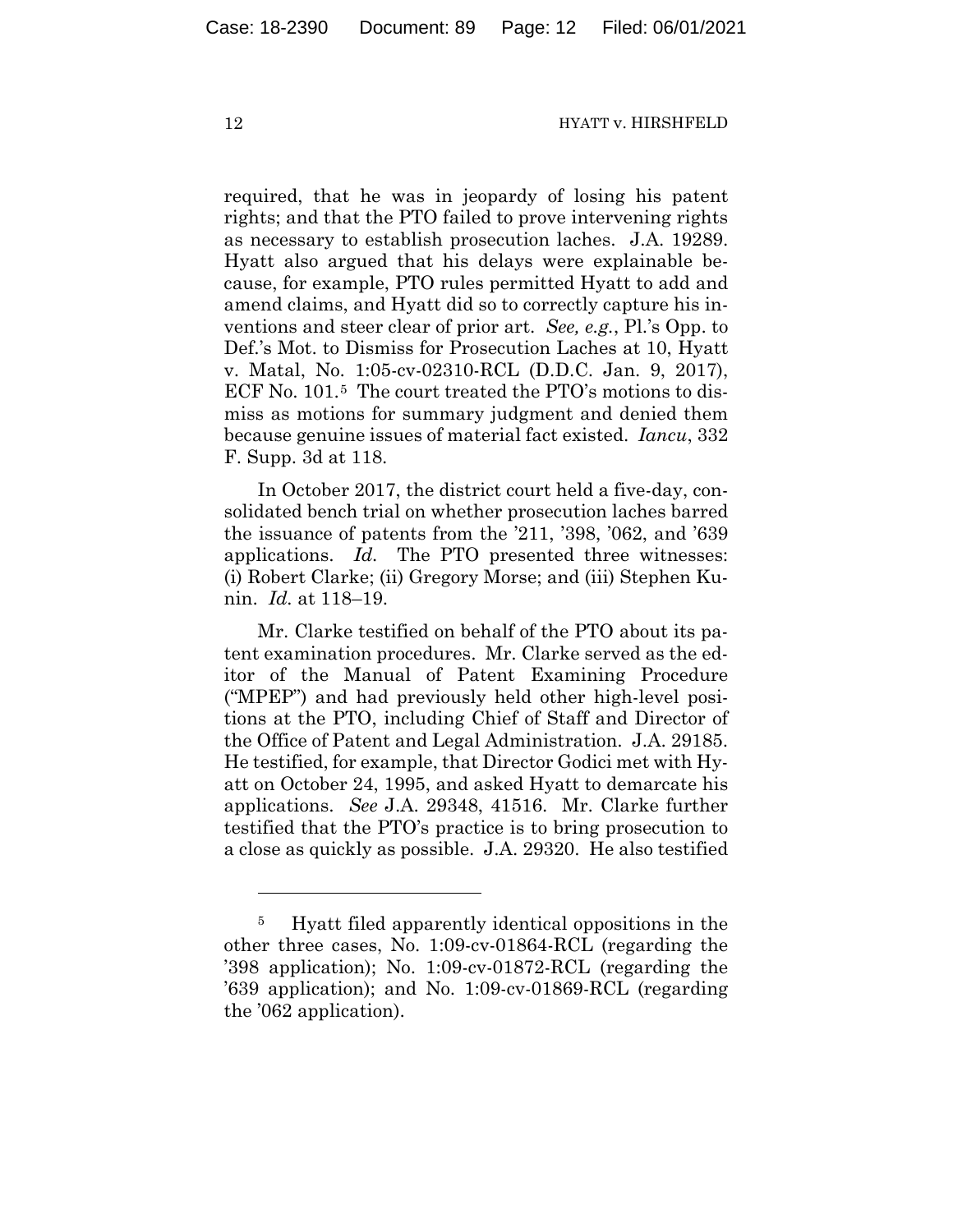required, that he was in jeopardy of losing his patent rights; and that the PTO failed to prove intervening rights as necessary to establish prosecution laches. J.A. 19289. Hyatt also argued that his delays were explainable because, for example, PTO rules permitted Hyatt to add and amend claims, and Hyatt did so to correctly capture his inventions and steer clear of prior art. *See, e.g.*, Pl.'s Opp. to Def.'s Mot. to Dismiss for Prosecution Laches at 10, Hyatt v. Matal, No. 1:05-cv-02310-RCL (D.D.C. Jan. 9, 2017), ECF No. 101.[5] The court treated the PTO's motions to dismiss as motions for summary judgment and denied them because genuine issues of material fact existed. *Iancu*, 332 F. Supp. 3d at 118.

In October 2017, the district court held a five-day, consolidated bench trial on whether prosecution laches barred the issuance of patents from the '211, '398, '062, and '639 applications. *Id.* The PTO presented three witnesses: (i) Robert Clarke; (ii) Gregory Morse; and (iii) Stephen Kunin. *Id.* at 118–19.

Mr. Clarke testified on behalf of the PTO about its patent examination procedures. Mr. Clarke served as the editor of the Manual of Patent Examining Procedure ("MPEP") and had previously held other high-level positions at the PTO, including Chief of Staff and Director of the Office of Patent and Legal Administration. J.A. 29185. He testified, for example, that Director Godici met with Hyatt on October 24, 1995, and asked Hyatt to demarcate his applications. *See* J.A. 29348, 41516. Mr. Clarke further testified that the PTO's practice is to bring prosecution to a close as quickly as possible. J.A. 29320. He also testified

[5] Hyatt filed apparently identical oppositions in the other three cases, No. 1:09-cv-01864-RCL (regarding the '398 application); No. 1:09-cv-01872-RCL (regarding the '639 application); and No. 1:09-cv-01869-RCL (regarding the '062 application).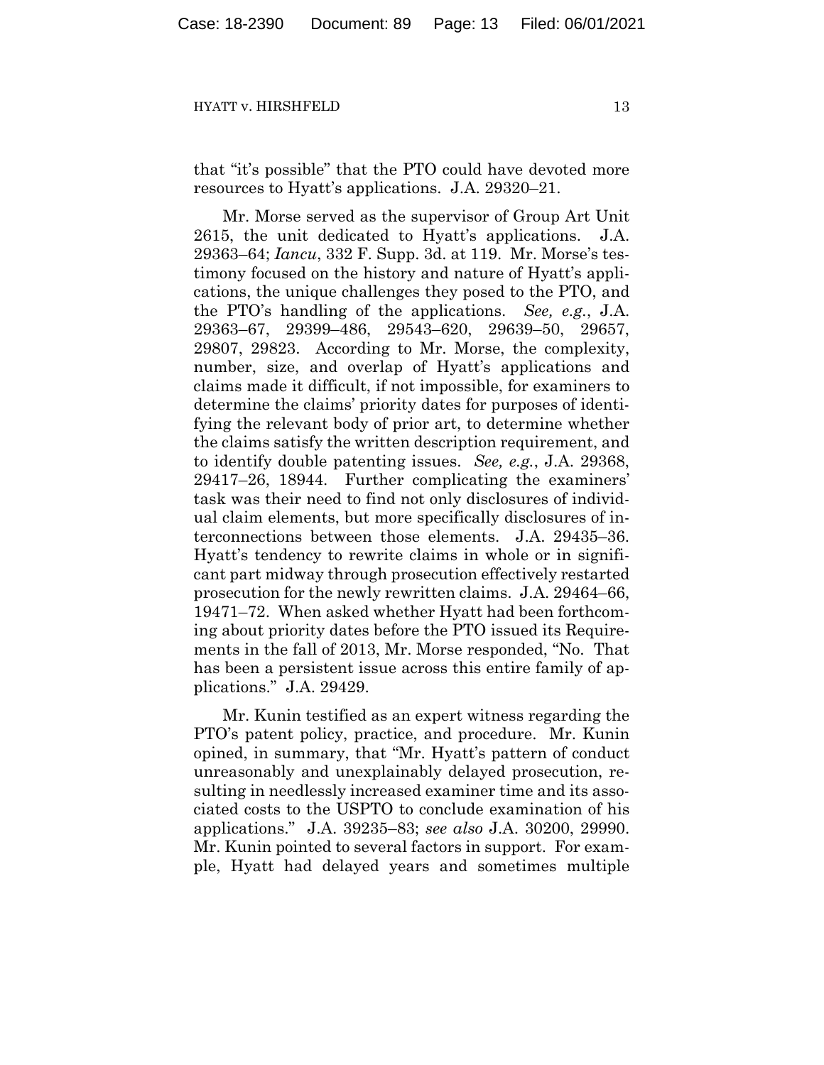that "it's possible" that the PTO could have devoted more resources to Hyatt's applications. J.A. 29320–21.

Mr. Morse served as the supervisor of Group Art Unit 2615, the unit dedicated to Hyatt's applications. J.A. 29363–64; *Iancu*, 332 F. Supp. 3d. at 119. Mr. Morse's testimony focused on the history and nature of Hyatt's applications, the unique challenges they posed to the PTO, and the PTO's handling of the applications. *See, e.g.*, J.A. 29363–67, 29399–486, 29543–620, 29639–50, 29657, 29807, 29823. According to Mr. Morse, the complexity, number, size, and overlap of Hyatt's applications and claims made it difficult, if not impossible, for examiners to determine the claims' priority dates for purposes of identifying the relevant body of prior art, to determine whether the claims satisfy the written description requirement, and to identify double patenting issues. *See, e.g.*, J.A. 29368, 29417–26, 18944. Further complicating the examiners' task was their need to find not only disclosures of individual claim elements, but more specifically disclosures of interconnections between those elements. J.A. 29435–36. Hyatt's tendency to rewrite claims in whole or in significant part midway through prosecution effectively restarted prosecution for the newly rewritten claims. J.A. 29464–66, 19471–72. When asked whether Hyatt had been forthcoming about priority dates before the PTO issued its Requirements in the fall of 2013, Mr. Morse responded, "No. That has been a persistent issue across this entire family of applications." J.A. 29429.

Mr. Kunin testified as an expert witness regarding the PTO's patent policy, practice, and procedure. Mr. Kunin opined, in summary, that "Mr. Hyatt's pattern of conduct unreasonably and unexplainably delayed prosecution, resulting in needlessly increased examiner time and its associated costs to the USPTO to conclude examination of his applications." J.A. 39235–83; *see also* J.A. 30200, 29990. Mr. Kunin pointed to several factors in support. For example, Hyatt had delayed years and sometimes multiple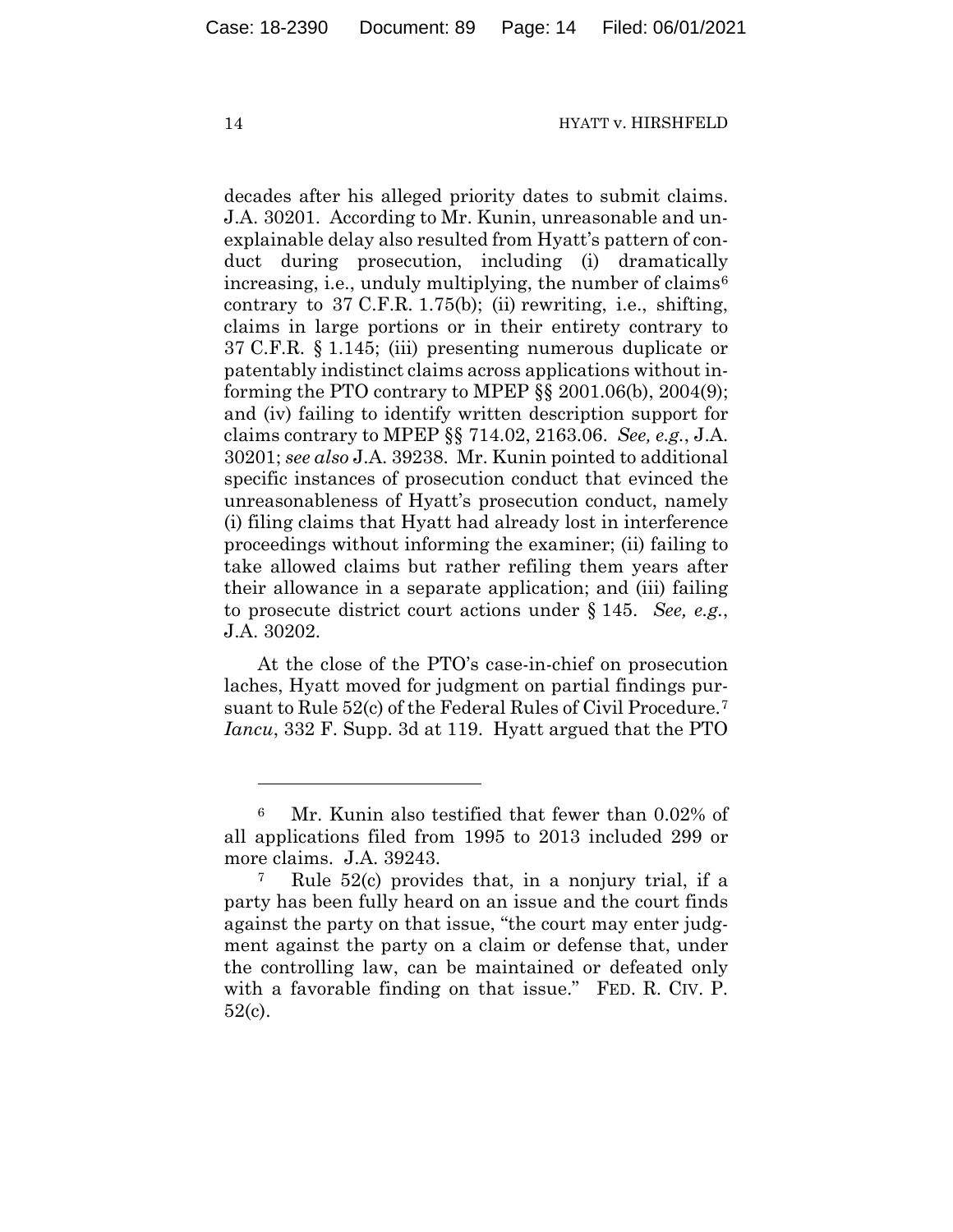decades after his alleged priority dates to submit claims. J.A. 30201. According to Mr. Kunin, unreasonable and unexplainable delay also resulted from Hyatt's pattern of conduct during prosecution, including (i) dramatically increasing, i.e., unduly multiplying, the number of claims[6] contrary to 37 C.F.R. 1.75(b); (ii) rewriting, i.e., shifting, claims in large portions or in their entirety contrary to 37 C.F.R. § 1.145; (iii) presenting numerous duplicate or patentably indistinct claims across applications without informing the PTO contrary to MPEP §§ 2001.06(b), 2004(9); and (iv) failing to identify written description support for claims contrary to MPEP §§ 714.02, 2163.06. *See, e.g.*, J.A. 30201; *see also* J.A. 39238. Mr. Kunin pointed to additional specific instances of prosecution conduct that evinced the unreasonableness of Hyatt's prosecution conduct, namely (i) filing claims that Hyatt had already lost in interference proceedings without informing the examiner; (ii) failing to take allowed claims but rather refiling them years after their allowance in a separate application; and (iii) failing to prosecute district court actions under § 145. *See, e.g.*, J.A. 30202.

At the close of the PTO's case-in-chief on prosecution laches, Hyatt moved for judgment on partial findings pursuant to Rule 52(c) of the Federal Rules of Civil Procedure.[7] *Iancu*, 332 F. Supp. 3d at 119. Hyatt argued that the PTO

---

[6] Mr. Kunin also testified that fewer than 0.02% of all applications filed from 1995 to 2013 included 299 or more claims. J.A. 39243.

[7] Rule 52(c) provides that, in a nonjury trial, if a party has been fully heard on an issue and the court finds against the party on that issue, "the court may enter judgment against the party on a claim or defense that, under the controlling law, can be maintained or defeated only with a favorable finding on that issue." FED. R. CIV. P. 52(c).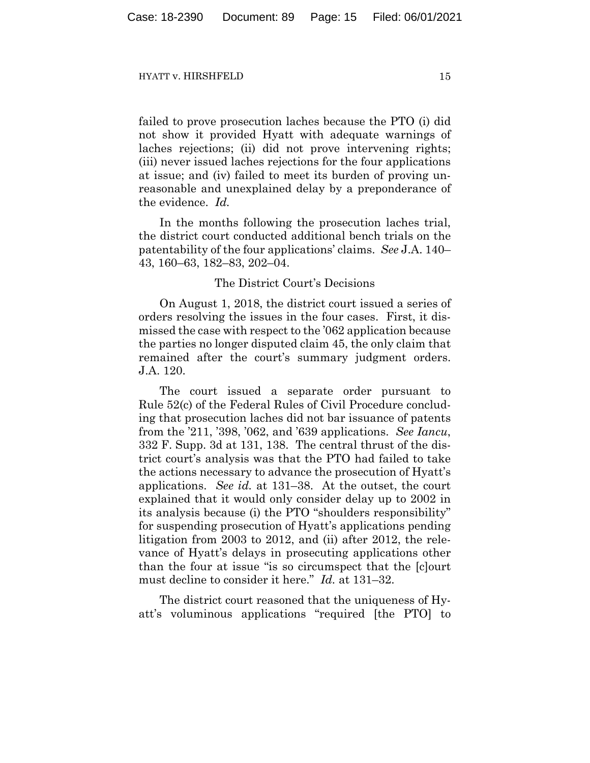failed to prove prosecution laches because the PTO (i) did not show it provided Hyatt with adequate warnings of laches rejections; (ii) did not prove intervening rights; (iii) never issued laches rejections for the four applications at issue; and (iv) failed to meet its burden of proving unreasonable and unexplained delay by a preponderance of the evidence. *Id.*

In the months following the prosecution laches trial, the district court conducted additional bench trials on the patentability of the four applications' claims. *See* J.A. 140–43, 160–63, 182–83, 202–04.

### The District Court's Decisions

On August 1, 2018, the district court issued a series of orders resolving the issues in the four cases. First, it dismissed the case with respect to the '062 application because the parties no longer disputed claim 45, the only claim that remained after the court's summary judgment orders. J.A. 120.

The court issued a separate order pursuant to Rule 52(c) of the Federal Rules of Civil Procedure concluding that prosecution laches did not bar issuance of patents from the '211, '398, '062, and '639 applications. *See Iancu*, 332 F. Supp. 3d at 131, 138. The central thrust of the district court's analysis was that the PTO had failed to take the actions necessary to advance the prosecution of Hyatt's applications. *See id.* at 131–38. At the outset, the court explained that it would only consider delay up to 2002 in its analysis because (i) the PTO "shoulders responsibility" for suspending prosecution of Hyatt's applications pending litigation from 2003 to 2012, and (ii) after 2012, the relevance of Hyatt's delays in prosecuting applications other than the four at issue "is so circumspect that the [c]ourt must decline to consider it here." *Id.* at 131–32.

The district court reasoned that the uniqueness of Hyatt's voluminous applications "required [the PTO] to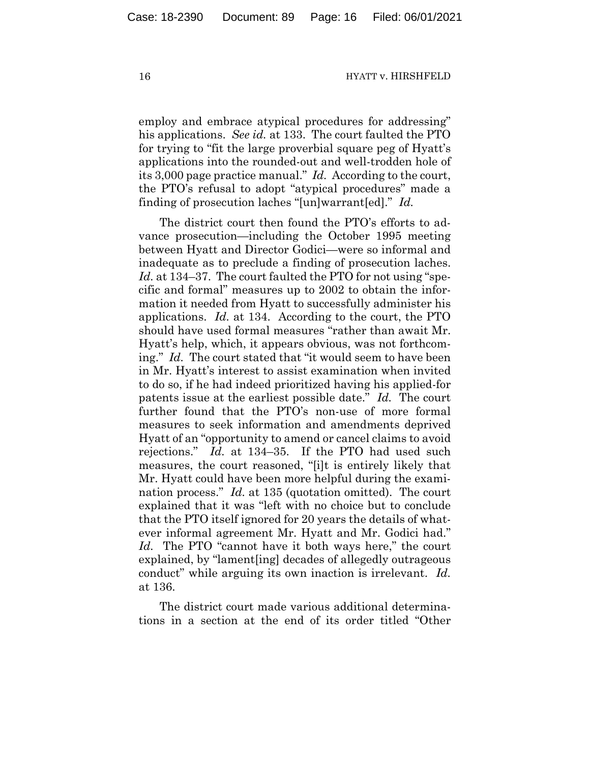employ and embrace atypical procedures for addressing" his applications. *See id.* at 133. The court faulted the PTO for trying to "fit the large proverbial square peg of Hyatt's applications into the rounded-out and well-trodden hole of its 3,000 page practice manual." *Id.* According to the court, the PTO's refusal to adopt "atypical procedures" made a finding of prosecution laches "[un]warrant[ed]." *Id.*

The district court then found the PTO's efforts to advance prosecution—including the October 1995 meeting between Hyatt and Director Godici—were so informal and inadequate as to preclude a finding of prosecution laches. *Id.* at 134–37. The court faulted the PTO for not using "specific and formal" measures up to 2002 to obtain the information it needed from Hyatt to successfully administer his applications. *Id.* at 134. According to the court, the PTO should have used formal measures "rather than await Mr. Hyatt's help, which, it appears obvious, was not forthcoming." *Id.* The court stated that "it would seem to have been in Mr. Hyatt's interest to assist examination when invited to do so, if he had indeed prioritized having his applied-for patents issue at the earliest possible date." *Id.* The court further found that the PTO's non-use of more formal measures to seek information and amendments deprived Hyatt of an "opportunity to amend or cancel claims to avoid rejections." *Id.* at 134–35. If the PTO had used such measures, the court reasoned, "[i]t is entirely likely that Mr. Hyatt could have been more helpful during the examination process." *Id.* at 135 (quotation omitted). The court explained that it was "left with no choice but to conclude that the PTO itself ignored for 20 years the details of whatever informal agreement Mr. Hyatt and Mr. Godici had." *Id.* The PTO "cannot have it both ways here," the court explained, by "lament[ing] decades of allegedly outrageous conduct" while arguing its own inaction is irrelevant. *Id.* at 136.

The district court made various additional determinations in a section at the end of its order titled "Other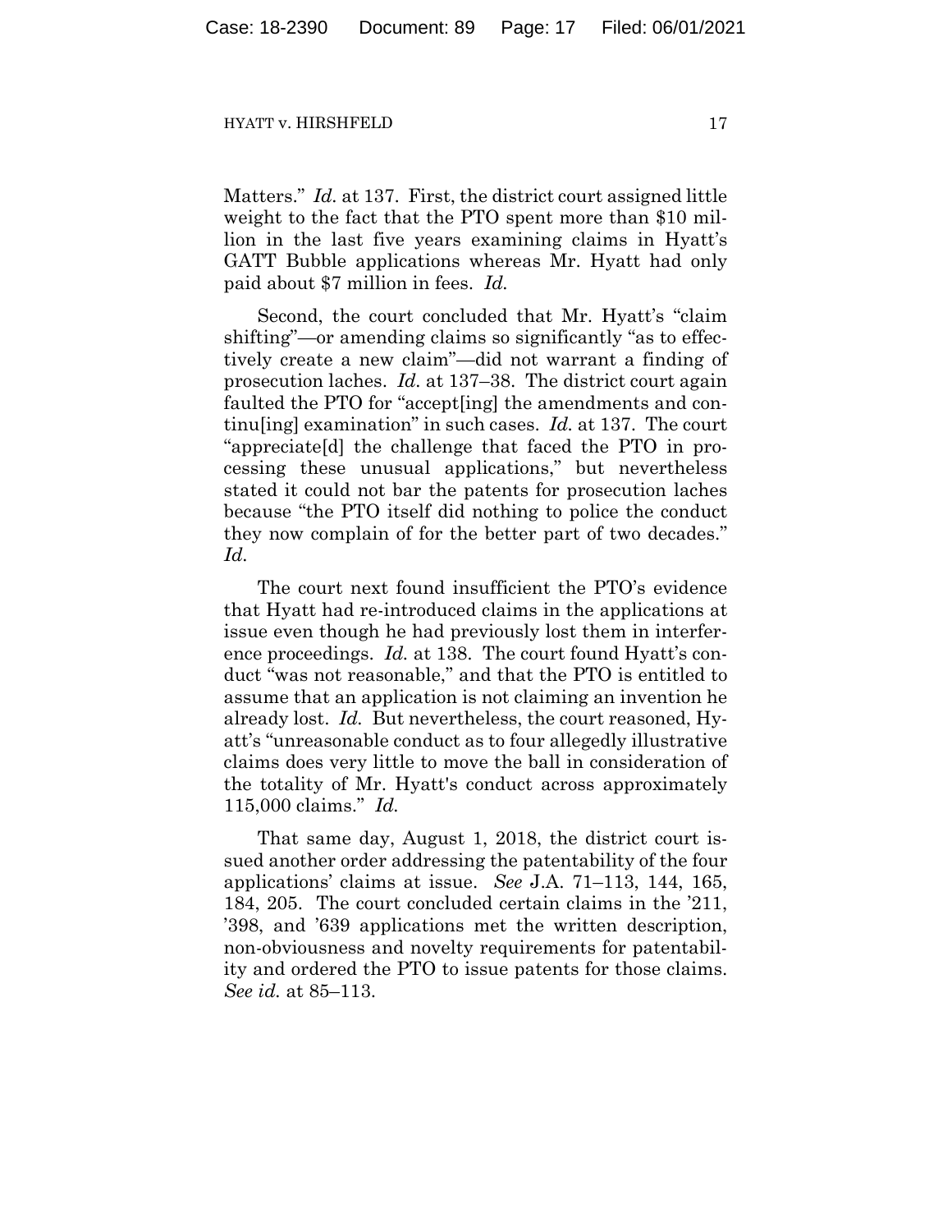Matters." *Id.* at 137. First, the district court assigned little weight to the fact that the PTO spent more than $10 million in the last five years examining claims in Hyatt's GATT Bubble applications whereas Mr. Hyatt had only paid about $7 million in fees. *Id.*

Second, the court concluded that Mr. Hyatt's "claim shifting"—or amending claims so significantly "as to effectively create a new claim"—did not warrant a finding of prosecution laches. *Id.* at 137–38. The district court again faulted the PTO for "accept[ing] the amendments and continu[ing] examination" in such cases. *Id.* at 137. The court "appreciate[d] the challenge that faced the PTO in processing these unusual applications," but nevertheless stated it could not bar the patents for prosecution laches because "the PTO itself did nothing to police the conduct they now complain of for the better part of two decades." *Id.*

The court next found insufficient the PTO's evidence that Hyatt had re-introduced claims in the applications at issue even though he had previously lost them in interference proceedings. *Id.* at 138. The court found Hyatt's conduct "was not reasonable," and that the PTO is entitled to assume that an application is not claiming an invention he already lost. *Id.* But nevertheless, the court reasoned, Hyatt's "unreasonable conduct as to four allegedly illustrative claims does very little to move the ball in consideration of the totality of Mr. Hyatt's conduct across approximately 115,000 claims." *Id.*

That same day, August 1, 2018, the district court issued another order addressing the patentability of the four applications' claims at issue. *See* J.A. 71–113, 144, 165, 184, 205. The court concluded certain claims in the '211, '398, and '639 applications met the written description, non-obviousness and novelty requirements for patentability and ordered the PTO to issue patents for those claims. *See id.* at 85–113.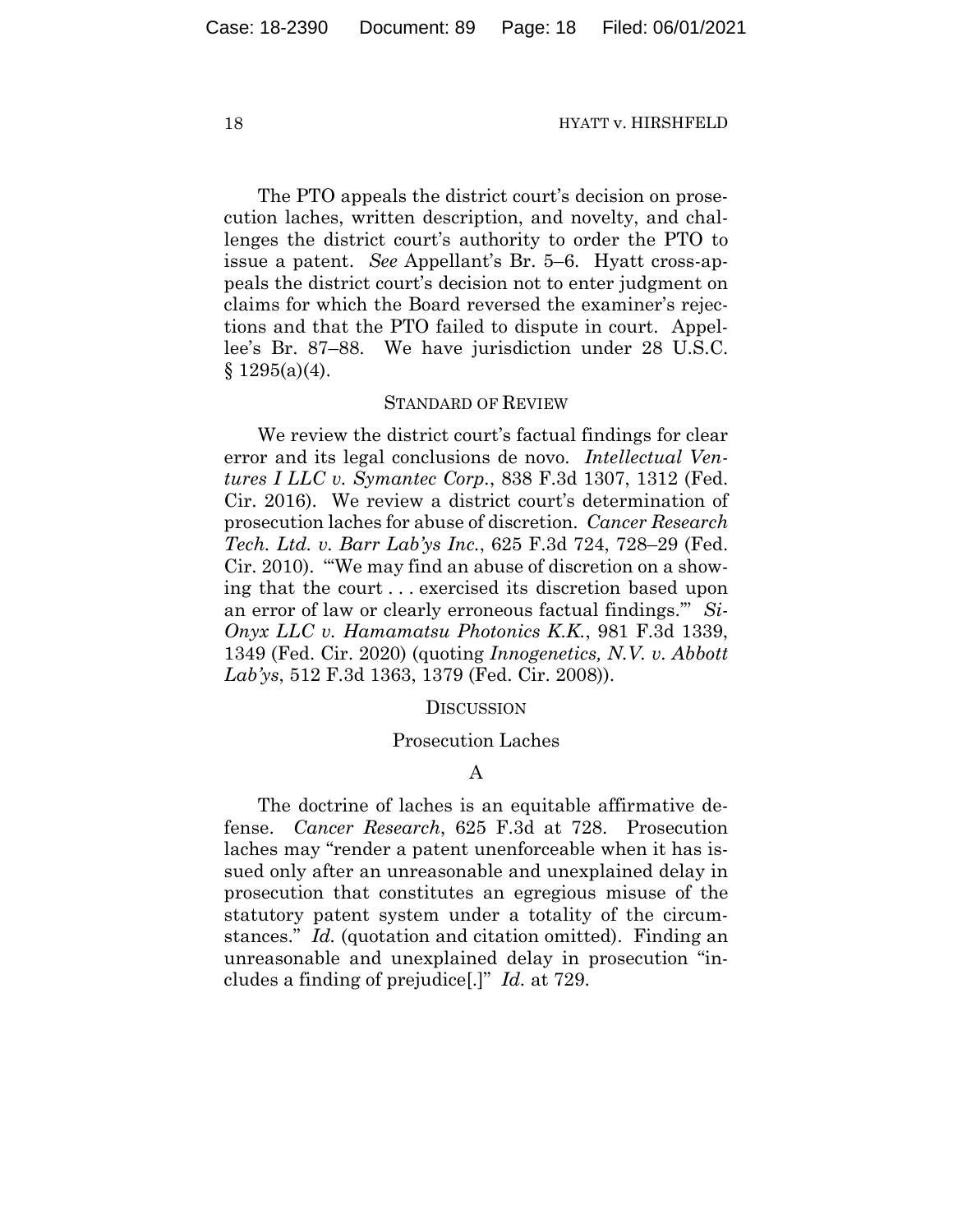The PTO appeals the district court's decision on prosecution laches, written description, and novelty, and challenges the district court's authority to order the PTO to issue a patent. *See* Appellant's Br. 5–6. Hyatt cross-appeals the district court's decision not to enter judgment on claims for which the Board reversed the examiner's rejections and that the PTO failed to dispute in court. Appellee's Br. 87–88. We have jurisdiction under 28 U.S.C. § 1295(a)(4).

## STANDARD OF REVIEW

We review the district court's factual findings for clear error and its legal conclusions de novo. *Intellectual Ventures I LLC v. Symantec Corp.*, 838 F.3d 1307, 1312 (Fed. Cir. 2016). We review a district court's determination of prosecution laches for abuse of discretion. *Cancer Research Tech. Ltd. v. Barr Lab'ys Inc.*, 625 F.3d 724, 728–29 (Fed. Cir. 2010). "'We may find an abuse of discretion on a showing that the court . . . exercised its discretion based upon an error of law or clearly erroneous factual findings.'" *Si-Onyx LLC v. Hamamatsu Photonics K.K.*, 981 F.3d 1339, 1349 (Fed. Cir. 2020) (quoting *Innogenetics, N.V. v. Abbott Lab'ys*, 512 F.3d 1363, 1379 (Fed. Cir. 2008)).

## DISCUSSION

### Prosecution Laches

#### A

The doctrine of laches is an equitable affirmative defense. *Cancer Research*, 625 F.3d at 728. Prosecution laches may "render a patent unenforceable when it has issued only after an unreasonable and unexplained delay in prosecution that constitutes an egregious misuse of the statutory patent system under a totality of the circumstances." *Id.* (quotation and citation omitted). Finding an unreasonable and unexplained delay in prosecution "includes a finding of prejudice[.]" *Id.* at 729.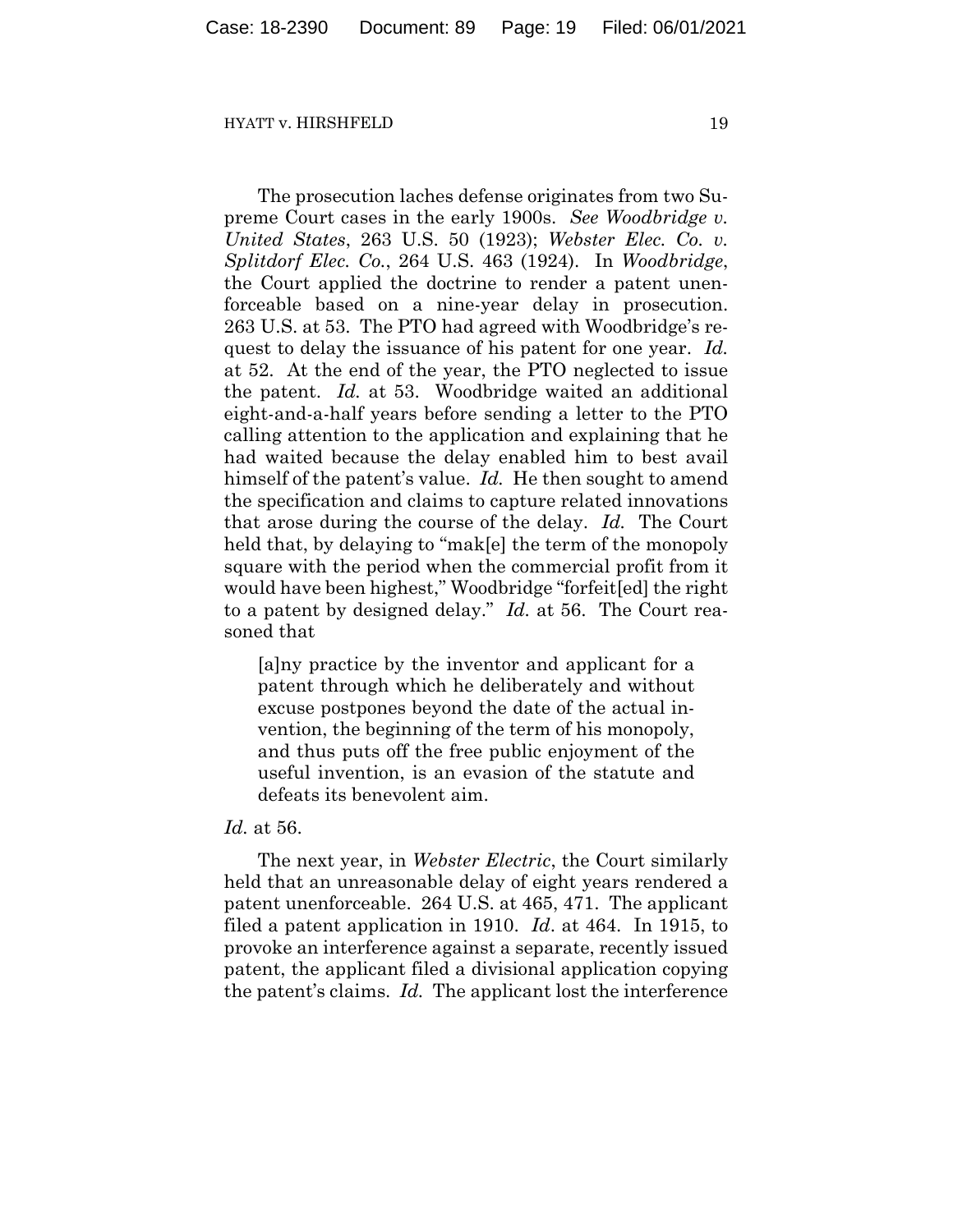The prosecution laches defense originates from two Supreme Court cases in the early 1900s. *See Woodbridge v. United States*, 263 U.S. 50 (1923); *Webster Elec. Co. v. Splitdorf Elec. Co.*, 264 U.S. 463 (1924). In *Woodbridge*, the Court applied the doctrine to render a patent unenforceable based on a nine-year delay in prosecution. 263 U.S. at 53. The PTO had agreed with Woodbridge's request to delay the issuance of his patent for one year. *Id.* at 52. At the end of the year, the PTO neglected to issue the patent. *Id.* at 53. Woodbridge waited an additional eight-and-a-half years before sending a letter to the PTO calling attention to the application and explaining that he had waited because the delay enabled him to best avail himself of the patent's value. *Id.* He then sought to amend the specification and claims to capture related innovations that arose during the course of the delay. *Id.* The Court held that, by delaying to "mak[e] the term of the monopoly square with the period when the commercial profit from it would have been highest," Woodbridge "forfeit[ed] the right to a patent by designed delay." *Id.* at 56. The Court reasoned that

> [a]ny practice by the inventor and applicant for a patent through which he deliberately and without excuse postpones beyond the date of the actual invention, the beginning of the term of his monopoly, and thus puts off the free public enjoyment of the useful invention, is an evasion of the statute and defeats its benevolent aim.

*Id.* at 56.

The next year, in *Webster Electric*, the Court similarly held that an unreasonable delay of eight years rendered a patent unenforceable. 264 U.S. at 465, 471. The applicant filed a patent application in 1910. *Id*. at 464. In 1915, to provoke an interference against a separate, recently issued patent, the applicant filed a divisional application copying the patent's claims. *Id.* The applicant lost the interference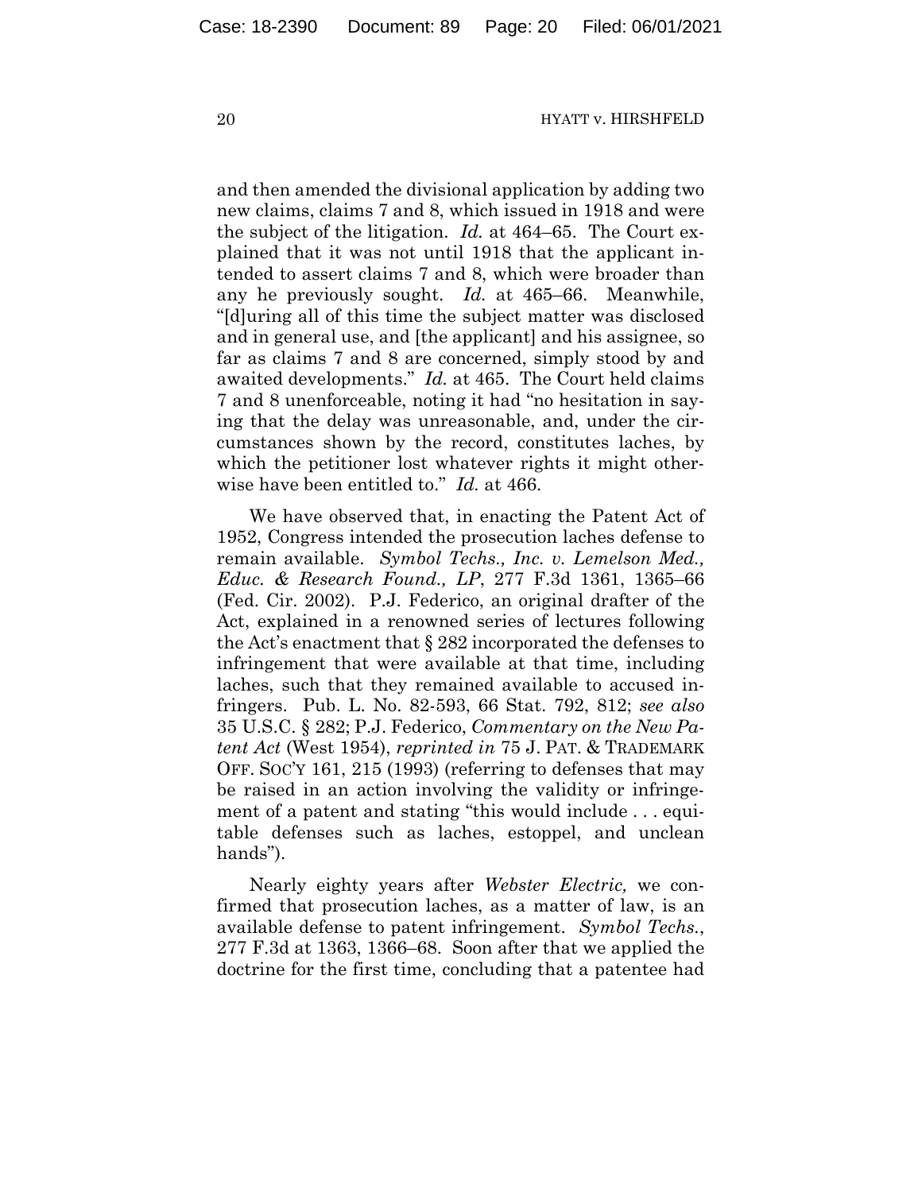and then amended the divisional application by adding two new claims, claims 7 and 8, which issued in 1918 and were the subject of the litigation. *Id.* at 464–65. The Court explained that it was not until 1918 that the applicant intended to assert claims 7 and 8, which were broader than any he previously sought. *Id.* at 465–66. Meanwhile, "[d]uring all of this time the subject matter was disclosed and in general use, and [the applicant] and his assignee, so far as claims 7 and 8 are concerned, simply stood by and awaited developments." *Id.* at 465. The Court held claims 7 and 8 unenforceable, noting it had "no hesitation in saying that the delay was unreasonable, and, under the circumstances shown by the record, constitutes laches, by which the petitioner lost whatever rights it might otherwise have been entitled to." *Id.* at 466.

We have observed that, in enacting the Patent Act of 1952, Congress intended the prosecution laches defense to remain available. *Symbol Techs., Inc. v. Lemelson Med., Educ. & Research Found., LP*, 277 F.3d 1361, 1365–66 (Fed. Cir. 2002). P.J. Federico, an original drafter of the Act, explained in a renowned series of lectures following the Act's enactment that § 282 incorporated the defenses to infringement that were available at that time, including laches, such that they remained available to accused infringers. Pub. L. No. 82-593, 66 Stat. 792, 812; *see also* 35 U.S.C. § 282; P.J. Federico, *Commentary on the New Patent Act* (West 1954), *reprinted in* 75 J. PAT. & TRADEMARK OFF. SOC'Y 161, 215 (1993) (referring to defenses that may be raised in an action involving the validity or infringement of a patent and stating "this would include . . . equitable defenses such as laches, estoppel, and unclean hands").

Nearly eighty years after *Webster Electric,* we confirmed that prosecution laches, as a matter of law, is an available defense to patent infringement. *Symbol Techs.*, 277 F.3d at 1363, 1366–68. Soon after that we applied the doctrine for the first time, concluding that a patentee had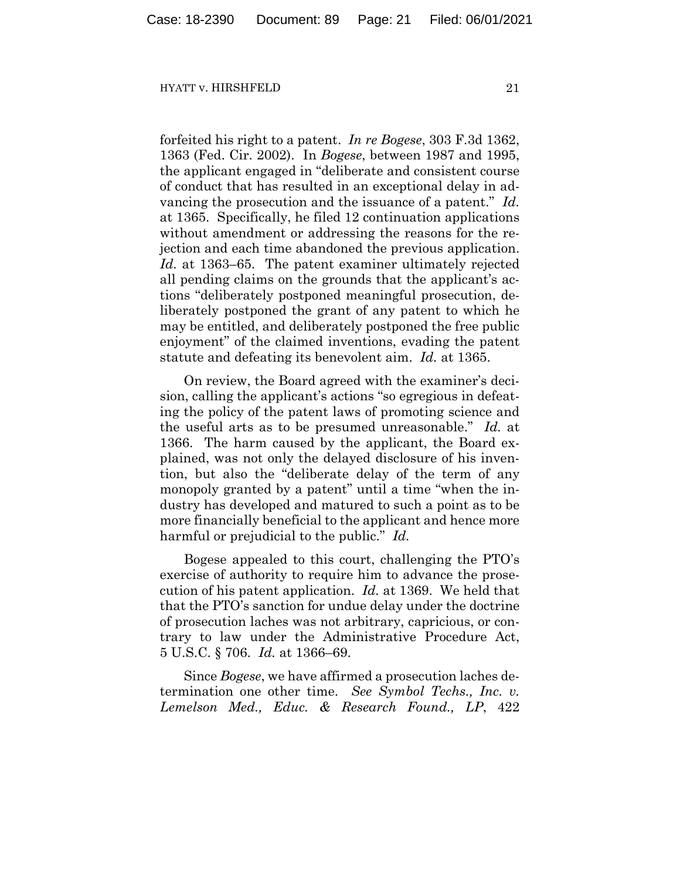forfeited his right to a patent. *In re Bogese*, 303 F.3d 1362, 1363 (Fed. Cir. 2002). In *Bogese*, between 1987 and 1995, the applicant engaged in "deliberate and consistent course of conduct that has resulted in an exceptional delay in advancing the prosecution and the issuance of a patent." *Id.* at 1365. Specifically, he filed 12 continuation applications without amendment or addressing the reasons for the rejection and each time abandoned the previous application. *Id.* at 1363–65. The patent examiner ultimately rejected all pending claims on the grounds that the applicant's actions "deliberately postponed meaningful prosecution, deliberately postponed the grant of any patent to which he may be entitled, and deliberately postponed the free public enjoyment" of the claimed inventions, evading the patent statute and defeating its benevolent aim. *Id.* at 1365.

On review, the Board agreed with the examiner's decision, calling the applicant's actions "so egregious in defeating the policy of the patent laws of promoting science and the useful arts as to be presumed unreasonable." *Id.* at 1366. The harm caused by the applicant, the Board explained, was not only the delayed disclosure of his invention, but also the "deliberate delay of the term of any monopoly granted by a patent" until a time "when the industry has developed and matured to such a point as to be more financially beneficial to the applicant and hence more harmful or prejudicial to the public." *Id.*

Bogese appealed to this court, challenging the PTO's exercise of authority to require him to advance the prosecution of his patent application. *Id.* at 1369. We held that that the PTO's sanction for undue delay under the doctrine of prosecution laches was not arbitrary, capricious, or contrary to law under the Administrative Procedure Act, 5 U.S.C. § 706. *Id.* at 1366–69.

Since *Bogese*, we have affirmed a prosecution laches determination one other time. *See Symbol Techs., Inc. v. Lemelson Med., Educ. & Research Found., LP*, 422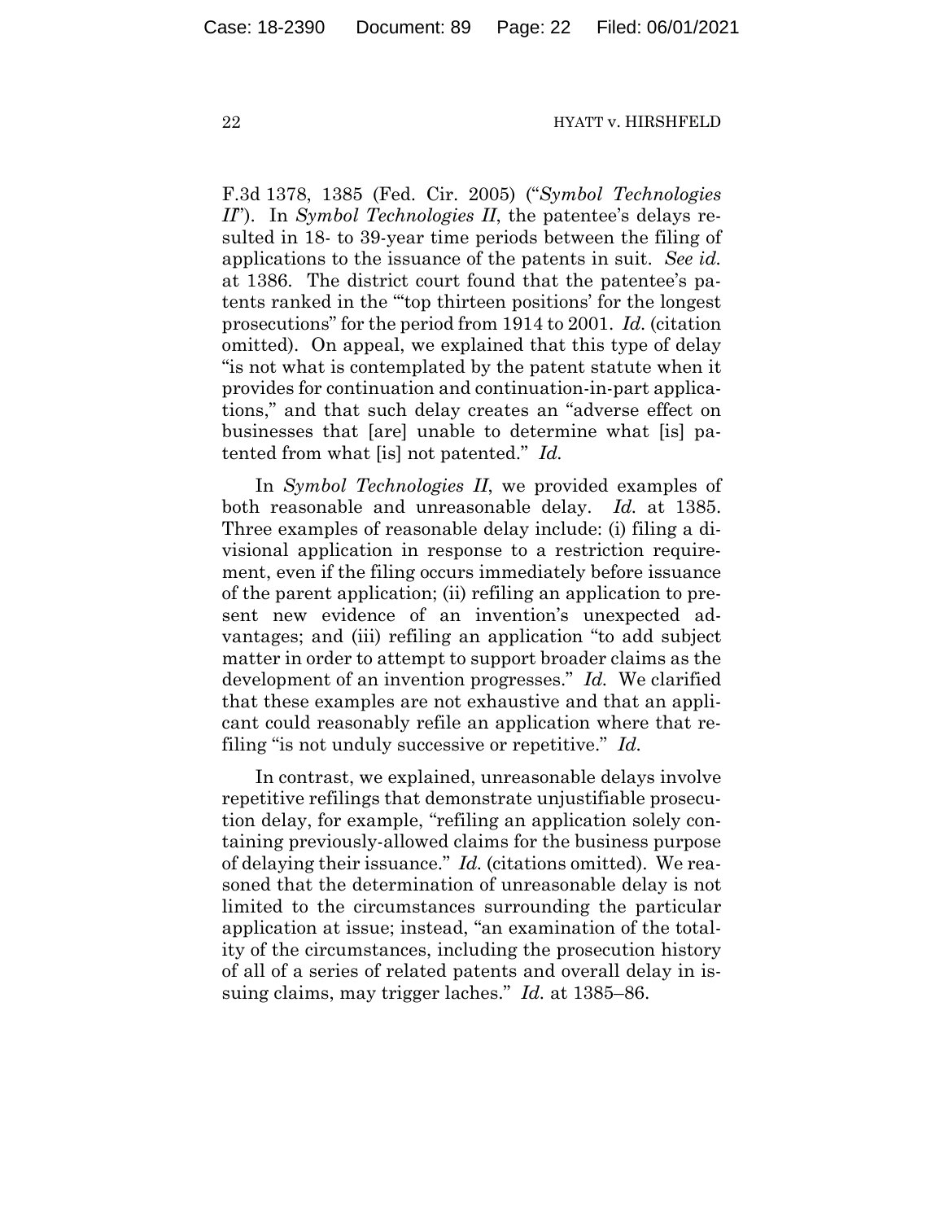F.3d 1378, 1385 (Fed. Cir. 2005) ("*Symbol Technologies II*"). In *Symbol Technologies II*, the patentee's delays resulted in 18- to 39-year time periods between the filing of applications to the issuance of the patents in suit. *See id.* at 1386. The district court found that the patentee's patents ranked in the "'top thirteen positions' for the longest prosecutions" for the period from 1914 to 2001. *Id.* (citation omitted). On appeal, we explained that this type of delay "is not what is contemplated by the patent statute when it provides for continuation and continuation-in-part applications," and that such delay creates an "adverse effect on businesses that [are] unable to determine what [is] patented from what [is] not patented." *Id.*

In *Symbol Technologies II*, we provided examples of both reasonable and unreasonable delay. *Id.* at 1385. Three examples of reasonable delay include: (i) filing a divisional application in response to a restriction requirement, even if the filing occurs immediately before issuance of the parent application; (ii) refiling an application to present new evidence of an invention's unexpected advantages; and (iii) refiling an application "to add subject matter in order to attempt to support broader claims as the development of an invention progresses." *Id.* We clarified that these examples are not exhaustive and that an applicant could reasonably refile an application where that refiling "is not unduly successive or repetitive." *Id.*

In contrast, we explained, unreasonable delays involve repetitive refilings that demonstrate unjustifiable prosecution delay, for example, "refiling an application solely containing previously-allowed claims for the business purpose of delaying their issuance." *Id.* (citations omitted). We reasoned that the determination of unreasonable delay is not limited to the circumstances surrounding the particular application at issue; instead, "an examination of the totality of the circumstances, including the prosecution history of all of a series of related patents and overall delay in issuing claims, may trigger laches." *Id.* at 1385–86.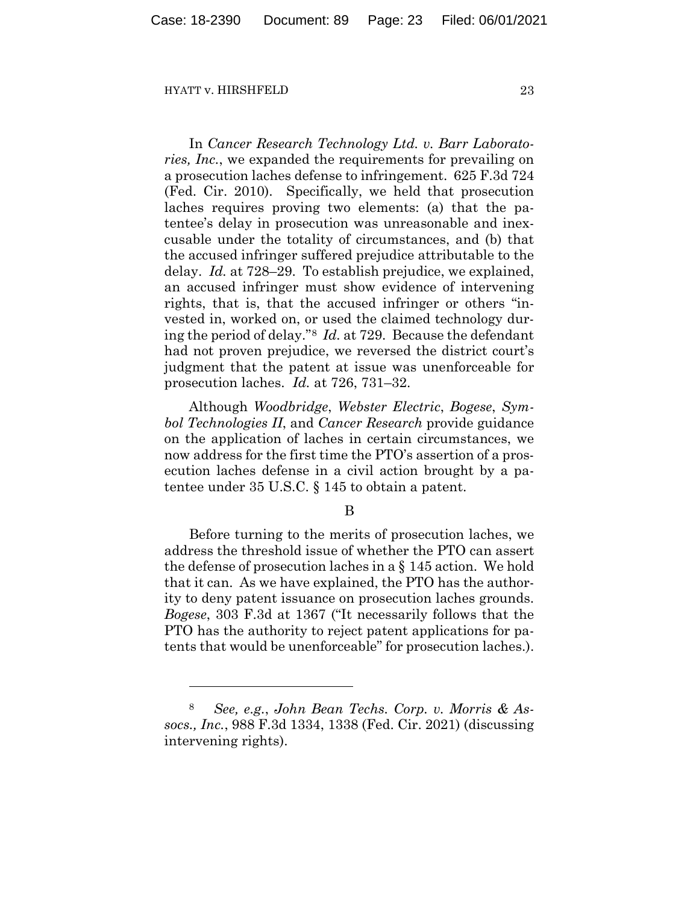In *Cancer Research Technology Ltd. v. Barr Laboratories, Inc.*, we expanded the requirements for prevailing on a prosecution laches defense to infringement. 625 F.3d 724 (Fed. Cir. 2010). Specifically, we held that prosecution laches requires proving two elements: (a) that the patentee's delay in prosecution was unreasonable and inexcusable under the totality of circumstances, and (b) that the accused infringer suffered prejudice attributable to the delay. *Id.* at 728–29. To establish prejudice, we explained, an accused infringer must show evidence of intervening rights, that is, that the accused infringer or others "invested in, worked on, or used the claimed technology during the period of delay."[8] *Id.* at 729. Because the defendant had not proven prejudice, we reversed the district court's judgment that the patent at issue was unenforceable for prosecution laches. *Id.* at 726, 731–32.

Although *Woodbridge*, *Webster Electric*, *Bogese*, *Symbol Technologies II*, and *Cancer Research* provide guidance on the application of laches in certain circumstances, we now address for the first time the PTO's assertion of a prosecution laches defense in a civil action brought by a patentee under 35 U.S.C. § 145 to obtain a patent.

B

Before turning to the merits of prosecution laches, we address the threshold issue of whether the PTO can assert the defense of prosecution laches in a § 145 action. We hold that it can. As we have explained, the PTO has the authority to deny patent issuance on prosecution laches grounds. *Bogese*, 303 F.3d at 1367 ("It necessarily follows that the PTO has the authority to reject patent applications for patents that would be unenforceable" for prosecution laches.).

---

[8] *See, e.g.*, *John Bean Techs. Corp. v. Morris & Assocs., Inc.*, 988 F.3d 1334, 1338 (Fed. Cir. 2021) (discussing intervening rights).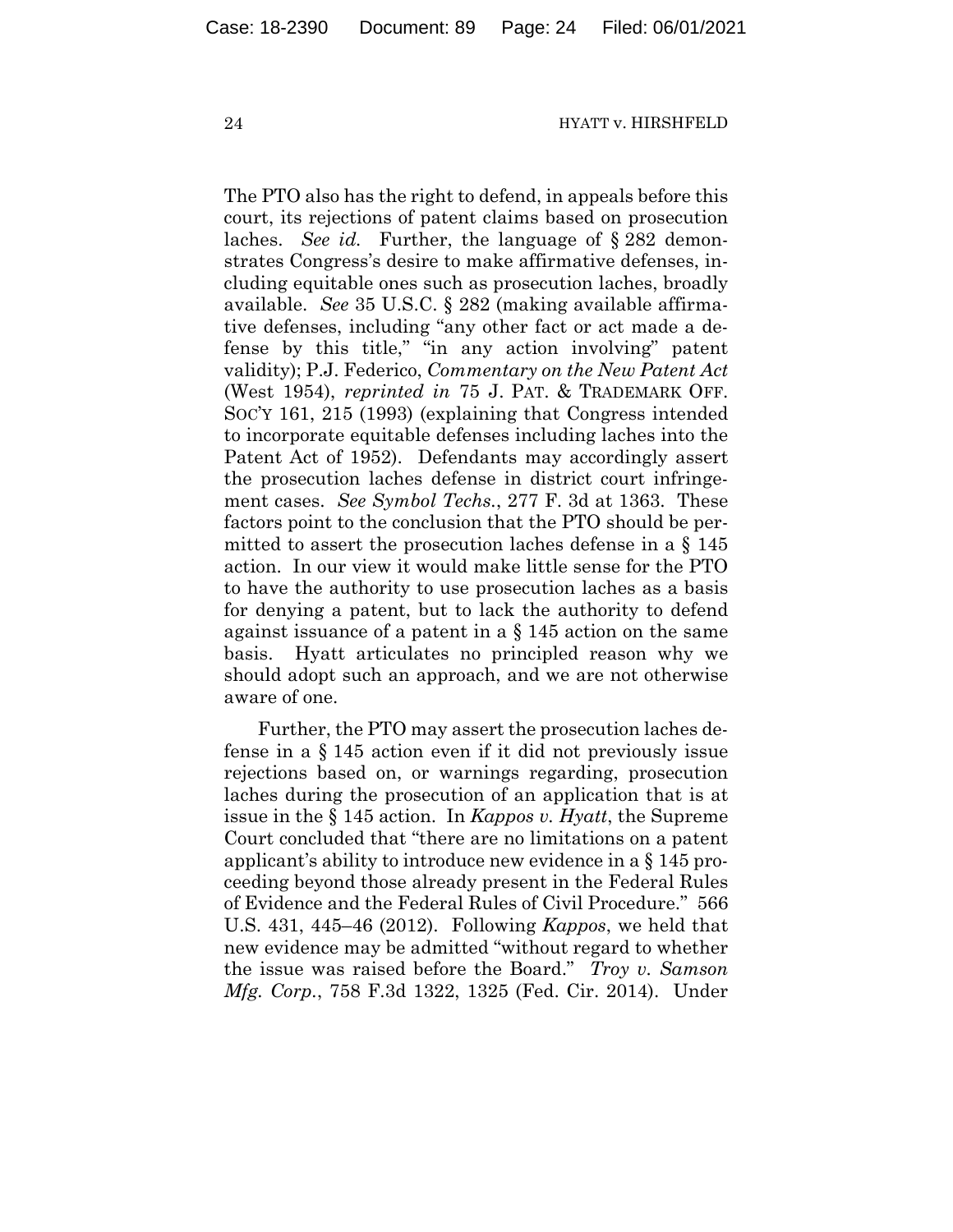The PTO also has the right to defend, in appeals before this court, its rejections of patent claims based on prosecution laches. *See id.* Further, the language of § 282 demonstrates Congress's desire to make affirmative defenses, including equitable ones such as prosecution laches, broadly available. *See* 35 U.S.C. § 282 (making available affirmative defenses, including "any other fact or act made a defense by this title," "in any action involving" patent validity); P.J. Federico, *Commentary on the New Patent Act* (West 1954), *reprinted in* 75 J. PAT. & TRADEMARK OFF. SOC'Y 161, 215 (1993) (explaining that Congress intended to incorporate equitable defenses including laches into the Patent Act of 1952). Defendants may accordingly assert the prosecution laches defense in district court infringement cases. *See Symbol Techs.*, 277 F. 3d at 1363. These factors point to the conclusion that the PTO should be permitted to assert the prosecution laches defense in a § 145 action. In our view it would make little sense for the PTO to have the authority to use prosecution laches as a basis for denying a patent, but to lack the authority to defend against issuance of a patent in a § 145 action on the same basis. Hyatt articulates no principled reason why we should adopt such an approach, and we are not otherwise aware of one.

Further, the PTO may assert the prosecution laches defense in a § 145 action even if it did not previously issue rejections based on, or warnings regarding, prosecution laches during the prosecution of an application that is at issue in the § 145 action. In *Kappos v. Hyatt*, the Supreme Court concluded that "there are no limitations on a patent applicant's ability to introduce new evidence in a § 145 proceeding beyond those already present in the Federal Rules of Evidence and the Federal Rules of Civil Procedure." 566 U.S. 431, 445–46 (2012). Following *Kappos*, we held that new evidence may be admitted "without regard to whether the issue was raised before the Board." *Troy v. Samson Mfg. Corp.*, 758 F.3d 1322, 1325 (Fed. Cir. 2014). Under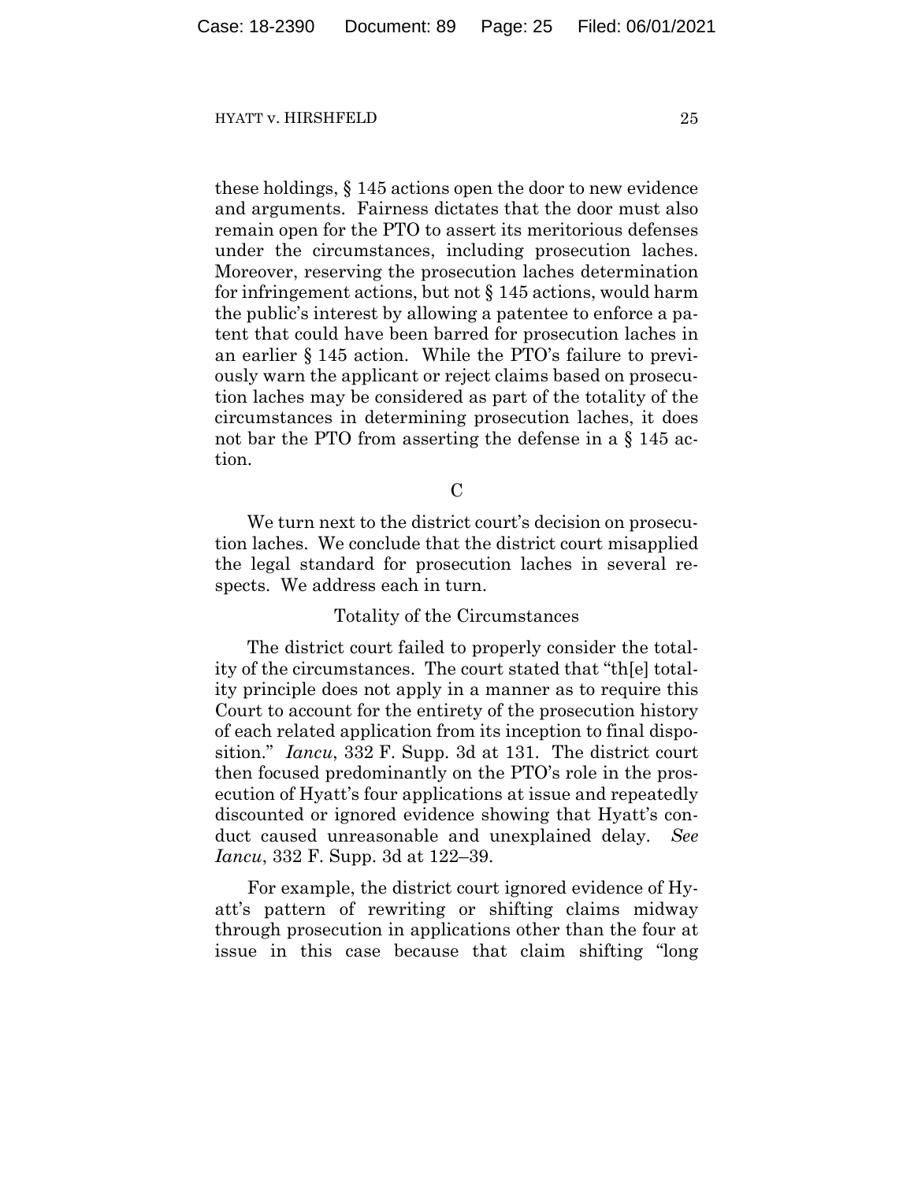these holdings, § 145 actions open the door to new evidence and arguments. Fairness dictates that the door must also remain open for the PTO to assert its meritorious defenses under the circumstances, including prosecution laches. Moreover, reserving the prosecution laches determination for infringement actions, but not § 145 actions, would harm the public's interest by allowing a patentee to enforce a patent that could have been barred for prosecution laches in an earlier § 145 action. While the PTO's failure to previously warn the applicant or reject claims based on prosecution laches may be considered as part of the totality of the circumstances in determining prosecution laches, it does not bar the PTO from asserting the defense in a § 145 action.

## C

We turn next to the district court's decision on prosecution laches. We conclude that the district court misapplied the legal standard for prosecution laches in several respects. We address each in turn.

### Totality of the Circumstances

The district court failed to properly consider the totality of the circumstances. The court stated that "th[e] totality principle does not apply in a manner as to require this Court to account for the entirety of the prosecution history of each related application from its inception to final disposition." *Iancu*, 332 F. Supp. 3d at 131. The district court then focused predominantly on the PTO's role in the prosecution of Hyatt's four applications at issue and repeatedly discounted or ignored evidence showing that Hyatt's conduct caused unreasonable and unexplained delay. *See Iancu*, 332 F. Supp. 3d at 122–39.

For example, the district court ignored evidence of Hyatt's pattern of rewriting or shifting claims midway through prosecution in applications other than the four at issue in this case because that claim shifting "long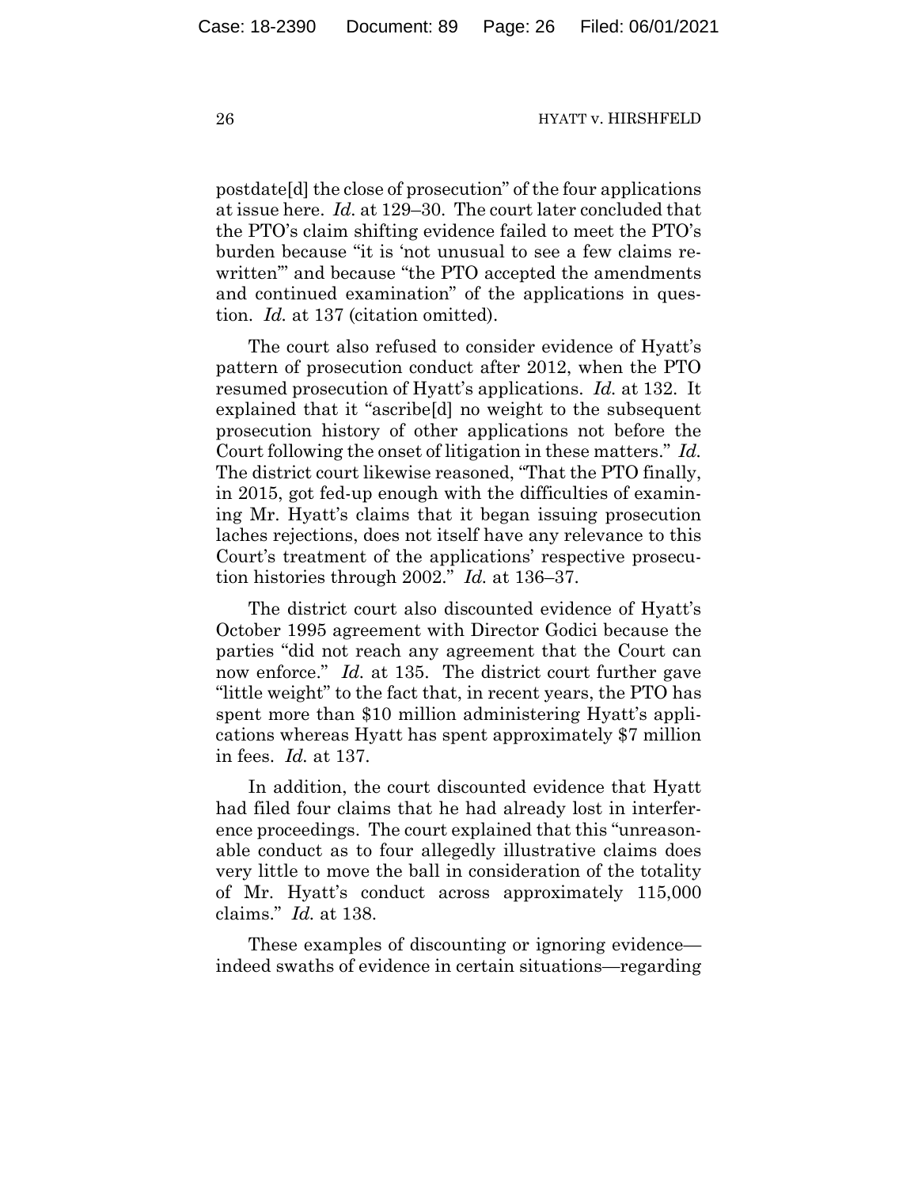postdate[d] the close of prosecution" of the four applications at issue here. *Id.* at 129–30. The court later concluded that the PTO's claim shifting evidence failed to meet the PTO's burden because "it is 'not unusual to see a few claims rewritten'" and because "the PTO accepted the amendments and continued examination" of the applications in question. *Id.* at 137 (citation omitted).

The court also refused to consider evidence of Hyatt's pattern of prosecution conduct after 2012, when the PTO resumed prosecution of Hyatt's applications. *Id.* at 132. It explained that it "ascribe[d] no weight to the subsequent prosecution history of other applications not before the Court following the onset of litigation in these matters." *Id.* The district court likewise reasoned, "That the PTO finally, in 2015, got fed-up enough with the difficulties of examining Mr. Hyatt's claims that it began issuing prosecution laches rejections, does not itself have any relevance to this Court's treatment of the applications' respective prosecution histories through 2002." *Id.* at 136–37.

The district court also discounted evidence of Hyatt's October 1995 agreement with Director Godici because the parties "did not reach any agreement that the Court can now enforce." *Id.* at 135. The district court further gave "little weight" to the fact that, in recent years, the PTO has spent more than $10 million administering Hyatt's applications whereas Hyatt has spent approximately $7 million in fees. *Id.* at 137.

In addition, the court discounted evidence that Hyatt had filed four claims that he had already lost in interference proceedings. The court explained that this "unreasonable conduct as to four allegedly illustrative claims does very little to move the ball in consideration of the totality of Mr. Hyatt's conduct across approximately 115,000 claims." *Id.* at 138.

These examples of discounting or ignoring evidence—indeed swaths of evidence in certain situations—regarding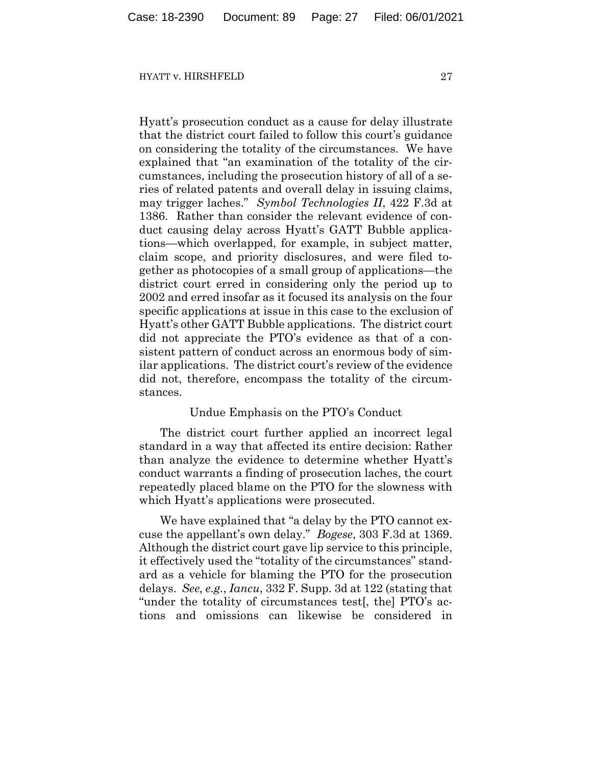Hyatt's prosecution conduct as a cause for delay illustrate that the district court failed to follow this court's guidance on considering the totality of the circumstances. We have explained that "an examination of the totality of the circumstances, including the prosecution history of all of a series of related patents and overall delay in issuing claims, may trigger laches." *Symbol Technologies II*, 422 F.3d at 1386. Rather than consider the relevant evidence of conduct causing delay across Hyatt's GATT Bubble applications—which overlapped, for example, in subject matter, claim scope, and priority disclosures, and were filed together as photocopies of a small group of applications—the district court erred in considering only the period up to 2002 and erred insofar as it focused its analysis on the four specific applications at issue in this case to the exclusion of Hyatt's other GATT Bubble applications. The district court did not appreciate the PTO's evidence as that of a consistent pattern of conduct across an enormous body of similar applications. The district court's review of the evidence did not, therefore, encompass the totality of the circumstances.

Undue Emphasis on the PTO's Conduct

The district court further applied an incorrect legal standard in a way that affected its entire decision: Rather than analyze the evidence to determine whether Hyatt's conduct warrants a finding of prosecution laches, the court repeatedly placed blame on the PTO for the slowness with which Hyatt's applications were prosecuted.

We have explained that "a delay by the PTO cannot excuse the appellant's own delay." *Bogese*, 303 F.3d at 1369. Although the district court gave lip service to this principle, it effectively used the "totality of the circumstances" standard as a vehicle for blaming the PTO for the prosecution delays. *See, e.g.*, *Iancu*, 332 F. Supp. 3d at 122 (stating that "under the totality of circumstances test[, the] PTO's actions and omissions can likewise be considered in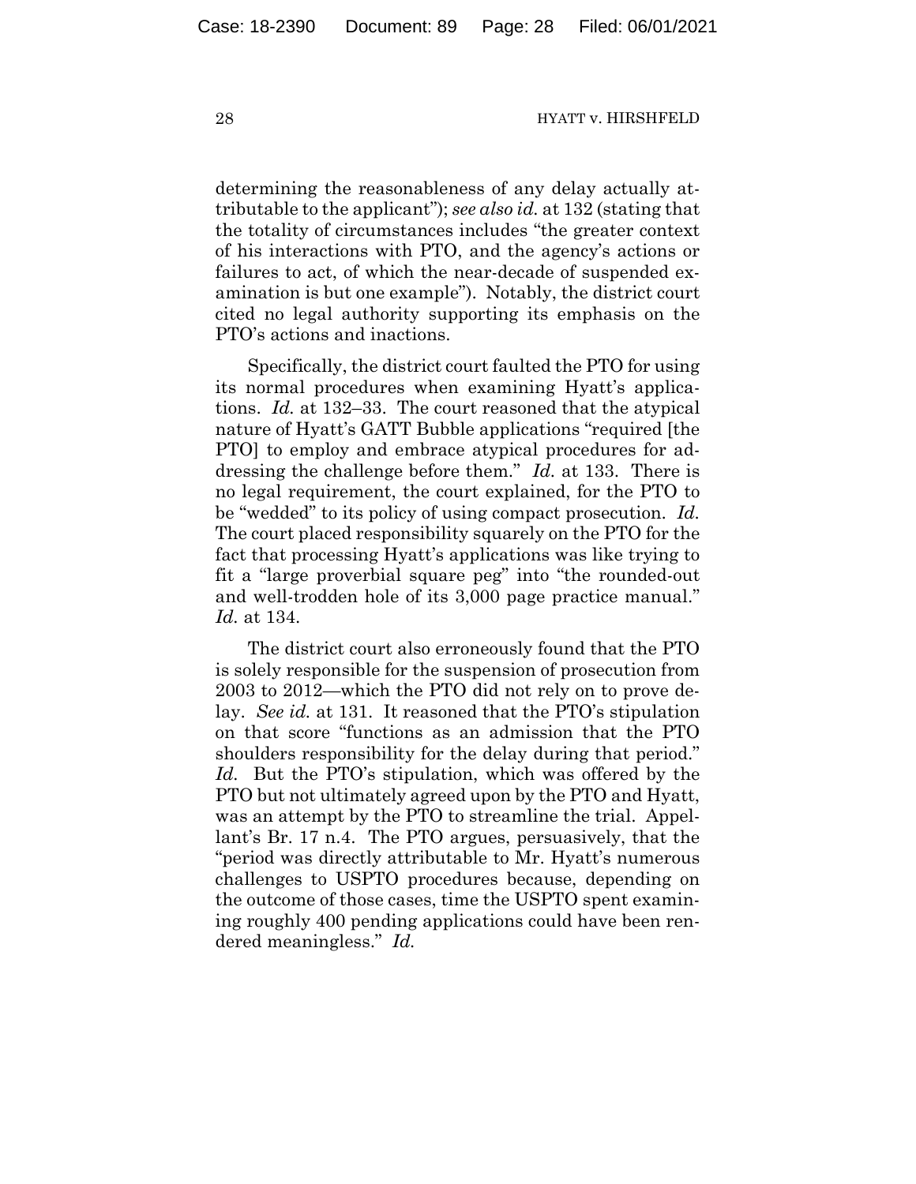determining the reasonableness of any delay actually attributable to the applicant"); *see also id.* at 132 (stating that the totality of circumstances includes "the greater context of his interactions with PTO, and the agency's actions or failures to act, of which the near-decade of suspended examination is but one example"). Notably, the district court cited no legal authority supporting its emphasis on the PTO's actions and inactions.

Specifically, the district court faulted the PTO for using its normal procedures when examining Hyatt's applications. *Id.* at 132–33. The court reasoned that the atypical nature of Hyatt's GATT Bubble applications "required [the PTO] to employ and embrace atypical procedures for addressing the challenge before them." *Id.* at 133. There is no legal requirement, the court explained, for the PTO to be "wedded" to its policy of using compact prosecution. *Id.* The court placed responsibility squarely on the PTO for the fact that processing Hyatt's applications was like trying to fit a "large proverbial square peg" into "the rounded-out and well-trodden hole of its 3,000 page practice manual." *Id.* at 134.

The district court also erroneously found that the PTO is solely responsible for the suspension of prosecution from 2003 to 2012—which the PTO did not rely on to prove delay. *See id.* at 131. It reasoned that the PTO's stipulation on that score "functions as an admission that the PTO shoulders responsibility for the delay during that period." *Id.* But the PTO's stipulation, which was offered by the PTO but not ultimately agreed upon by the PTO and Hyatt, was an attempt by the PTO to streamline the trial. Appellant's Br. 17 n.4. The PTO argues, persuasively, that the "period was directly attributable to Mr. Hyatt's numerous challenges to USPTO procedures because, depending on the outcome of those cases, time the USPTO spent examining roughly 400 pending applications could have been rendered meaningless." *Id.*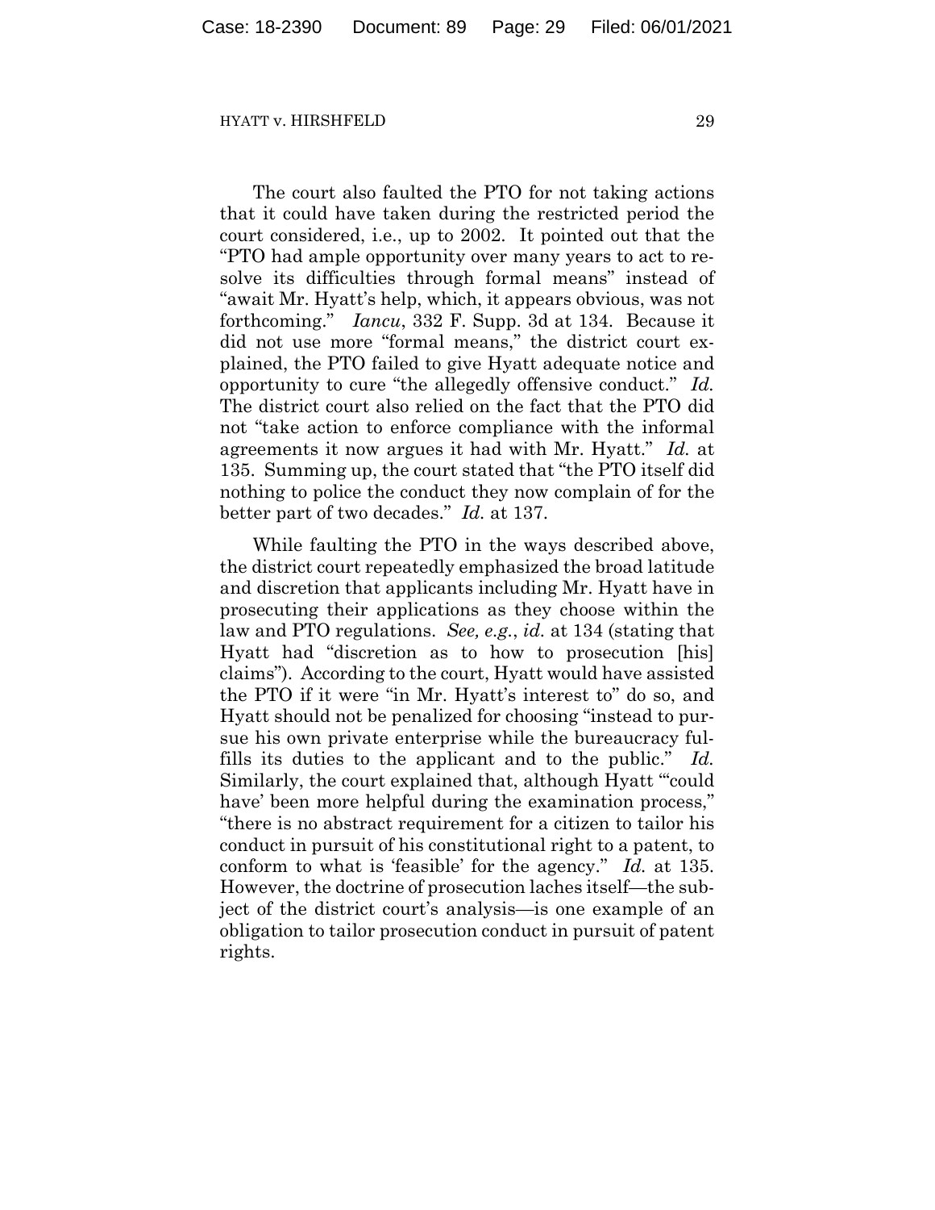The court also faulted the PTO for not taking actions that it could have taken during the restricted period the court considered, i.e., up to 2002. It pointed out that the "PTO had ample opportunity over many years to act to resolve its difficulties through formal means" instead of "await Mr. Hyatt's help, which, it appears obvious, was not forthcoming." *Iancu*, 332 F. Supp. 3d at 134. Because it did not use more "formal means," the district court explained, the PTO failed to give Hyatt adequate notice and opportunity to cure "the allegedly offensive conduct." *Id.* The district court also relied on the fact that the PTO did not "take action to enforce compliance with the informal agreements it now argues it had with Mr. Hyatt." *Id.* at 135. Summing up, the court stated that "the PTO itself did nothing to police the conduct they now complain of for the better part of two decades." *Id.* at 137.

While faulting the PTO in the ways described above, the district court repeatedly emphasized the broad latitude and discretion that applicants including Mr. Hyatt have in prosecuting their applications as they choose within the law and PTO regulations. *See, e.g.*, *id.* at 134 (stating that Hyatt had "discretion as to how to prosecution [his] claims"). According to the court, Hyatt would have assisted the PTO if it were "in Mr. Hyatt's interest to" do so, and Hyatt should not be penalized for choosing "instead to pursue his own private enterprise while the bureaucracy fulfills its duties to the applicant and to the public." *Id.* Similarly, the court explained that, although Hyatt "'could have' been more helpful during the examination process," "there is no abstract requirement for a citizen to tailor his conduct in pursuit of his constitutional right to a patent, to conform to what is 'feasible' for the agency." *Id.* at 135. However, the doctrine of prosecution laches itself—the subject of the district court's analysis—is one example of an obligation to tailor prosecution conduct in pursuit of patent rights.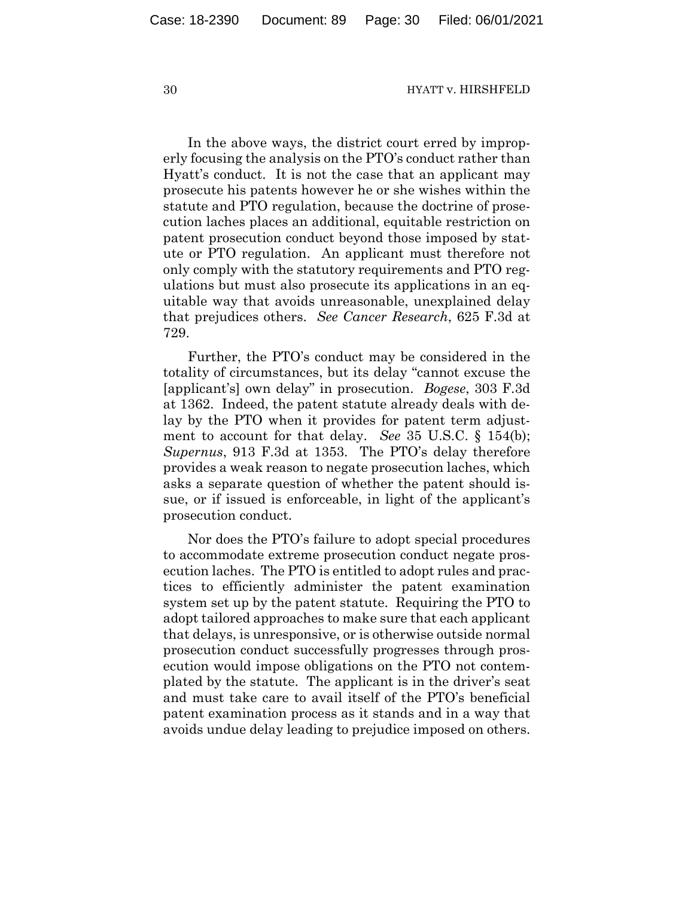In the above ways, the district court erred by improperly focusing the analysis on the PTO's conduct rather than Hyatt's conduct. It is not the case that an applicant may prosecute his patents however he or she wishes within the statute and PTO regulation, because the doctrine of prosecution laches places an additional, equitable restriction on patent prosecution conduct beyond those imposed by statute or PTO regulation. An applicant must therefore not only comply with the statutory requirements and PTO regulations but must also prosecute its applications in an equitable way that avoids unreasonable, unexplained delay that prejudices others. *See Cancer Research*, 625 F.3d at 729.

Further, the PTO's conduct may be considered in the totality of circumstances, but its delay "cannot excuse the [applicant's] own delay" in prosecution. *Bogese*, 303 F.3d at 1362. Indeed, the patent statute already deals with delay by the PTO when it provides for patent term adjustment to account for that delay. *See* 35 U.S.C. § 154(b); *Supernus*, 913 F.3d at 1353. The PTO's delay therefore provides a weak reason to negate prosecution laches, which asks a separate question of whether the patent should issue, or if issued is enforceable, in light of the applicant's prosecution conduct.

Nor does the PTO's failure to adopt special procedures to accommodate extreme prosecution conduct negate prosecution laches. The PTO is entitled to adopt rules and practices to efficiently administer the patent examination system set up by the patent statute. Requiring the PTO to adopt tailored approaches to make sure that each applicant that delays, is unresponsive, or is otherwise outside normal prosecution conduct successfully progresses through prosecution would impose obligations on the PTO not contemplated by the statute. The applicant is in the driver's seat and must take care to avail itself of the PTO's beneficial patent examination process as it stands and in a way that avoids undue delay leading to prejudice imposed on others.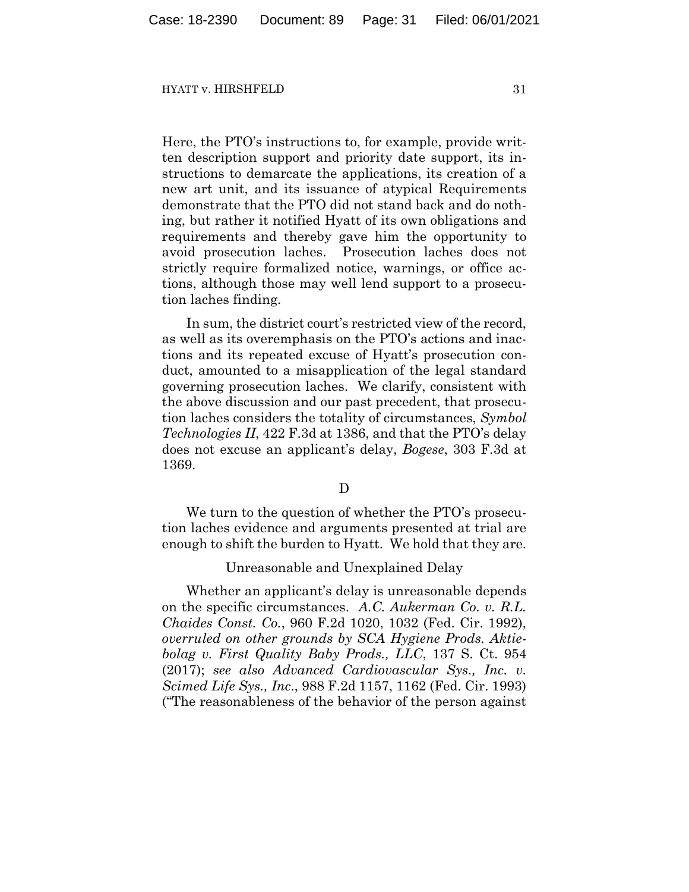Here, the PTO's instructions to, for example, provide written description support and priority date support, its instructions to demarcate the applications, its creation of a new art unit, and its issuance of atypical Requirements demonstrate that the PTO did not stand back and do nothing, but rather it notified Hyatt of its own obligations and requirements and thereby gave him the opportunity to avoid prosecution laches. Prosecution laches does not strictly require formalized notice, warnings, or office actions, although those may well lend support to a prosecution laches finding.

In sum, the district court's restricted view of the record, as well as its overemphasis on the PTO's actions and inactions and its repeated excuse of Hyatt's prosecution conduct, amounted to a misapplication of the legal standard governing prosecution laches. We clarify, consistent with the above discussion and our past precedent, that prosecution laches considers the totality of circumstances, *Symbol Technologies II*, 422 F.3d at 1386, and that the PTO's delay does not excuse an applicant's delay, *Bogese*, 303 F.3d at 1369.

### D

We turn to the question of whether the PTO's prosecution laches evidence and arguments presented at trial are enough to shift the burden to Hyatt. We hold that they are.

#### Unreasonable and Unexplained Delay

Whether an applicant's delay is unreasonable depends on the specific circumstances. *A.C. Aukerman Co. v. R.L. Chaides Const. Co.*, 960 F.2d 1020, 1032 (Fed. Cir. 1992), *overruled on other grounds by SCA Hygiene Prods. Aktiebolag v. First Quality Baby Prods., LLC*, 137 S. Ct. 954 (2017); *see also Advanced Cardiovascular Sys., Inc. v. Scimed Life Sys., Inc.*, 988 F.2d 1157, 1162 (Fed. Cir. 1993) ("The reasonableness of the behavior of the person against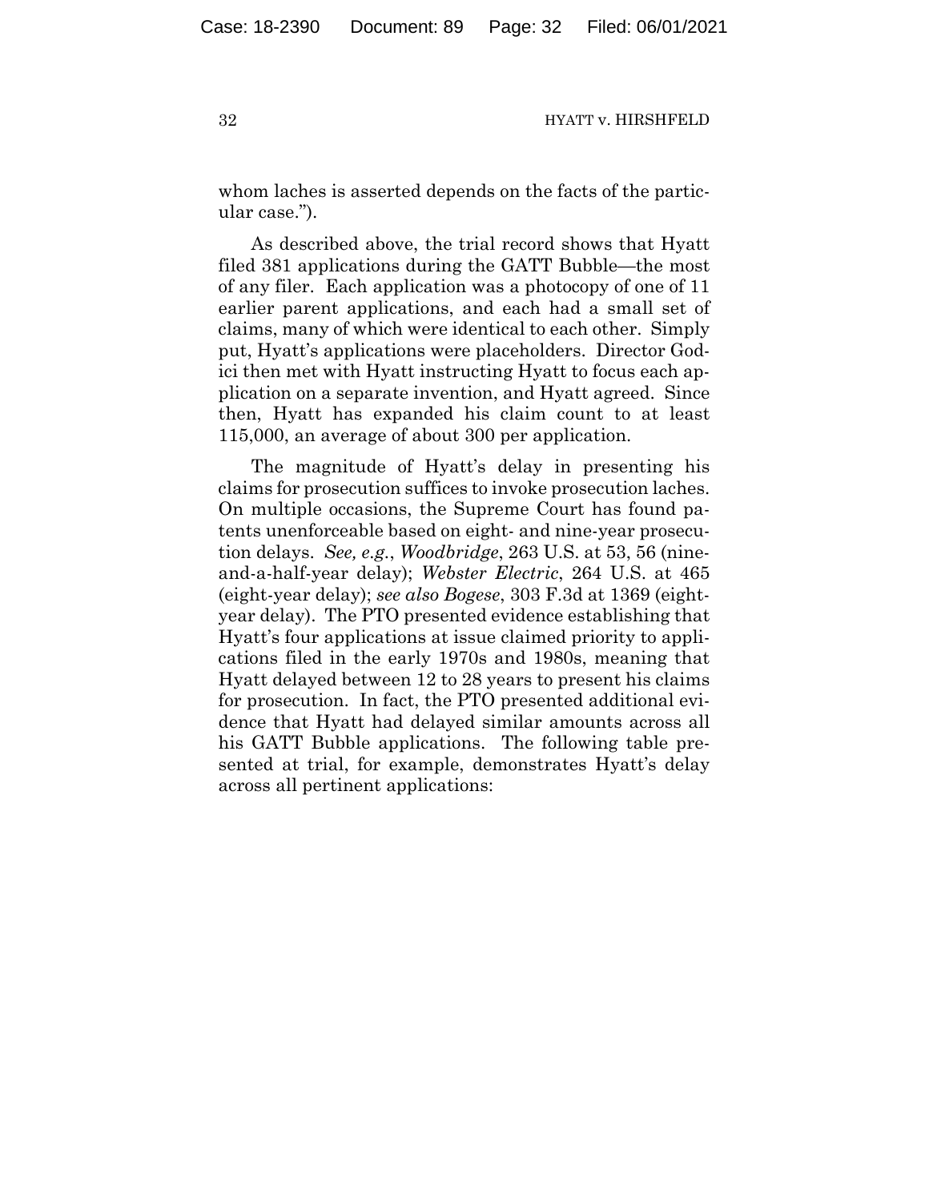whom laches is asserted depends on the facts of the particular case.").

As described above, the trial record shows that Hyatt filed 381 applications during the GATT Bubble—the most of any filer. Each application was a photocopy of one of 11 earlier parent applications, and each had a small set of claims, many of which were identical to each other. Simply put, Hyatt's applications were placeholders. Director Godici then met with Hyatt instructing Hyatt to focus each application on a separate invention, and Hyatt agreed. Since then, Hyatt has expanded his claim count to at least 115,000, an average of about 300 per application.

The magnitude of Hyatt's delay in presenting his claims for prosecution suffices to invoke prosecution laches. On multiple occasions, the Supreme Court has found patents unenforceable based on eight- and nine-year prosecution delays. *See, e.g.*, *Woodbridge*, 263 U.S. at 53, 56 (nine-and-a-half-year delay); *Webster Electric*, 264 U.S. at 465 (eight-year delay); *see also Bogese*, 303 F.3d at 1369 (eight-year delay). The PTO presented evidence establishing that Hyatt's four applications at issue claimed priority to applications filed in the early 1970s and 1980s, meaning that Hyatt delayed between 12 to 28 years to present his claims for prosecution. In fact, the PTO presented additional evidence that Hyatt had delayed similar amounts across all his GATT Bubble applications. The following table presented at trial, for example, demonstrates Hyatt's delay across all pertinent applications: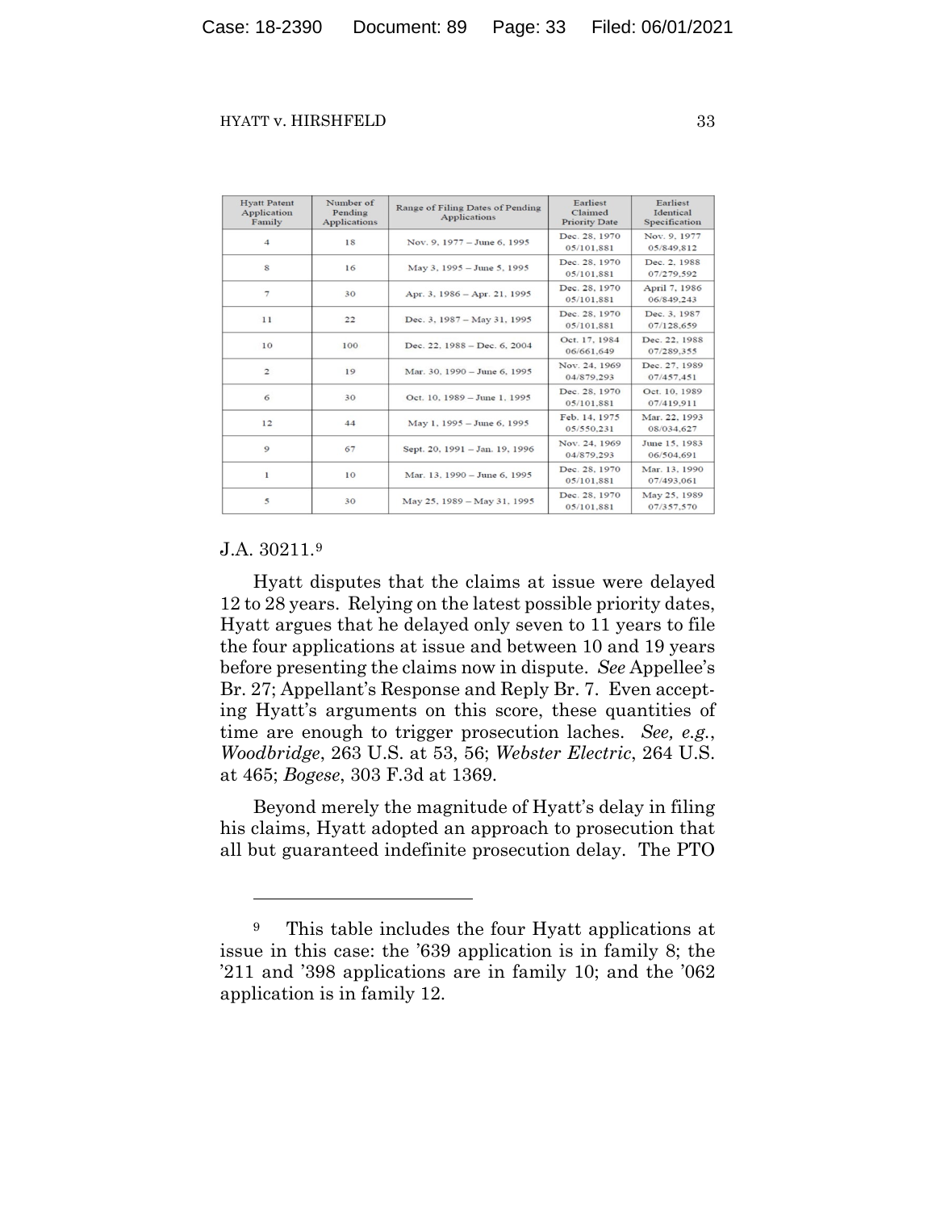| Hyatt Patent Application Family | Number of Pending Applications | Range of Filing Dates of Pending Applications | Earliest Claimed Priority Date | Earliest Identical Specification |
|---|---|---|---|---|
| 4 | 18 | Nov. 9, 1977 – June 6, 1995 | Dec. 28, 1970 05/101,881 | Nov. 9, 1977 05/849,812 |
| 8 | 16 | May 3, 1995 – June 5, 1995 | Dec. 28, 1970 05/101,881 | Dec. 2, 1988 07/279,592 |
| 7 | 30 | Apr. 3, 1986 – Apr. 21, 1995 | Dec. 28, 1970 05/101,881 | April 7, 1986 06/849,243 |
| 11 | 22 | Dec. 3, 1987 – May 31, 1995 | Dec. 28, 1970 05/101,881 | Dec. 3, 1987 07/128,659 |
| 10 | 100 | Dec. 22, 1988 – Dec. 6, 2004 | Oct. 17, 1984 06/661,649 | Dec. 22, 1988 07/289,355 |
| 2 | 19 | Mar. 30, 1990 – June 6, 1995 | Nov. 24, 1969 04/879,293 | Dec. 27, 1989 07/457,451 |
| 6 | 30 | Oct. 10, 1989 – June 1, 1995 | Dec. 28, 1970 05/101,881 | Oct. 10, 1989 07/419,911 |
| 12 | 44 | May 1, 1995 – June 6, 1995 | Feb. 14, 1975 05/550,231 | Mar. 22, 1993 08/034,627 |
| 9 | 67 | Sept. 20, 1991 – Jan. 19, 1996 | Nov. 24, 1969 04/879,293 | June 15, 1983 06/504,691 |
| 1 | 10 | Mar. 13, 1990 – June 6, 1995 | Dec. 28, 1970 05/101,881 | Mar. 13, 1990 07/493,061 |
| 5 | 30 | May 25, 1989 – May 31, 1995 | Dec. 28, 1970 05/101,881 | May 25, 1989 07/357,570 |

J.A. 30211.[9]

Hyatt disputes that the claims at issue were delayed 12 to 28 years. Relying on the latest possible priority dates, Hyatt argues that he delayed only seven to 11 years to file the four applications at issue and between 10 and 19 years before presenting the claims now in dispute. *See* Appellee's Br. 27; Appellant's Response and Reply Br. 7. Even accepting Hyatt's arguments on this score, these quantities of time are enough to trigger prosecution laches. *See, e.g.*, *Woodbridge*, 263 U.S. at 53, 56; *Webster Electric*, 264 U.S. at 465; *Bogese*, 303 F.3d at 1369.

Beyond merely the magnitude of Hyatt's delay in filing his claims, Hyatt adopted an approach to prosecution that all but guaranteed indefinite prosecution delay. The PTO

[9] This table includes the four Hyatt applications at issue in this case: the '639 application is in family 8; the '211 and '398 applications are in family 10; and the '062 application is in family 12.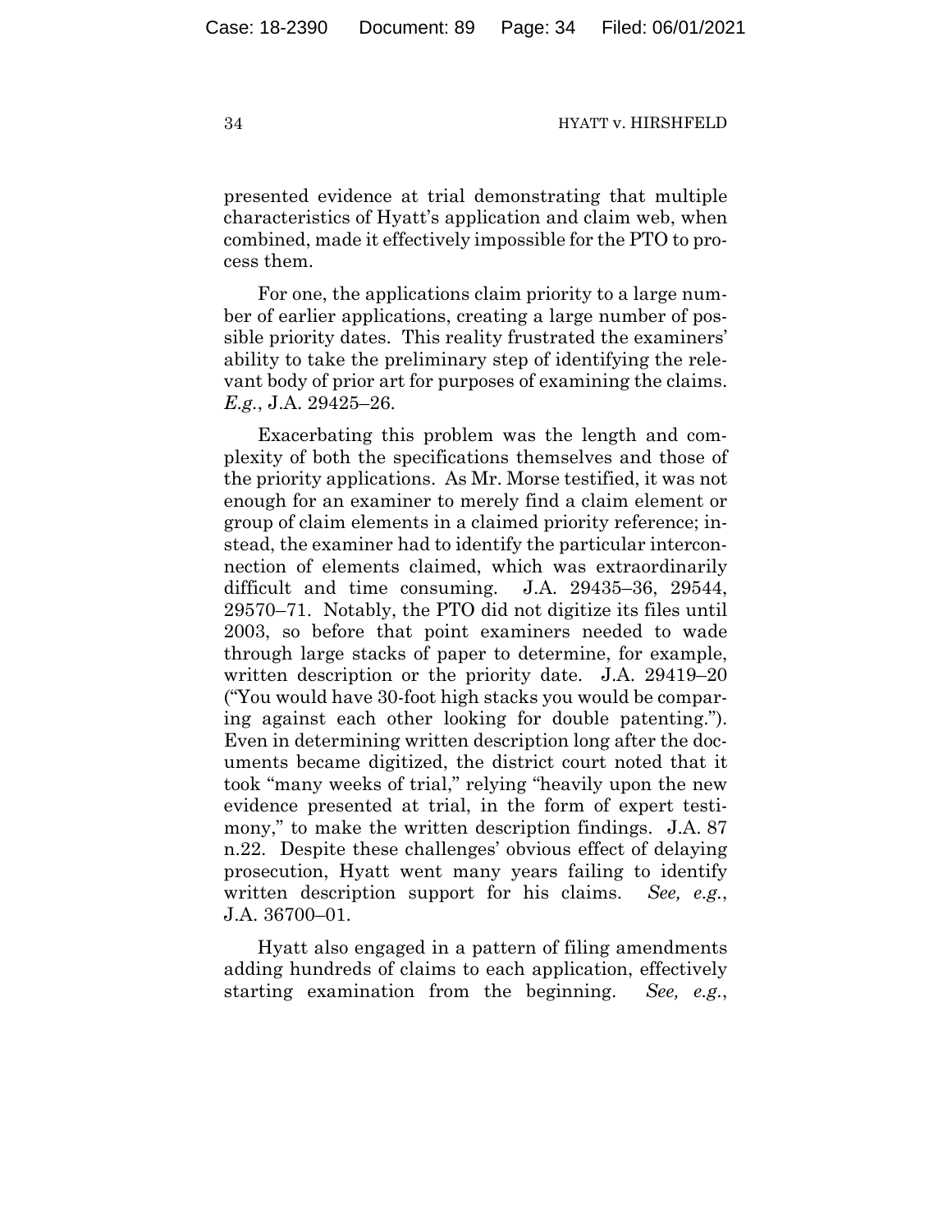presented evidence at trial demonstrating that multiple characteristics of Hyatt's application and claim web, when combined, made it effectively impossible for the PTO to process them.

For one, the applications claim priority to a large number of earlier applications, creating a large number of possible priority dates. This reality frustrated the examiners' ability to take the preliminary step of identifying the relevant body of prior art for purposes of examining the claims. *E.g.*, J.A. 29425–26.

Exacerbating this problem was the length and complexity of both the specifications themselves and those of the priority applications. As Mr. Morse testified, it was not enough for an examiner to merely find a claim element or group of claim elements in a claimed priority reference; instead, the examiner had to identify the particular interconnection of elements claimed, which was extraordinarily difficult and time consuming. J.A. 29435–36, 29544, 29570–71. Notably, the PTO did not digitize its files until 2003, so before that point examiners needed to wade through large stacks of paper to determine, for example, written description or the priority date. J.A. 29419–20 ("You would have 30-foot high stacks you would be comparing against each other looking for double patenting."). Even in determining written description long after the documents became digitized, the district court noted that it took "many weeks of trial," relying "heavily upon the new evidence presented at trial, in the form of expert testimony," to make the written description findings. J.A. 87 n.22. Despite these challenges' obvious effect of delaying prosecution, Hyatt went many years failing to identify written description support for his claims. *See, e.g.*, J.A. 36700–01.

Hyatt also engaged in a pattern of filing amendments adding hundreds of claims to each application, effectively starting examination from the beginning. *See, e.g.*,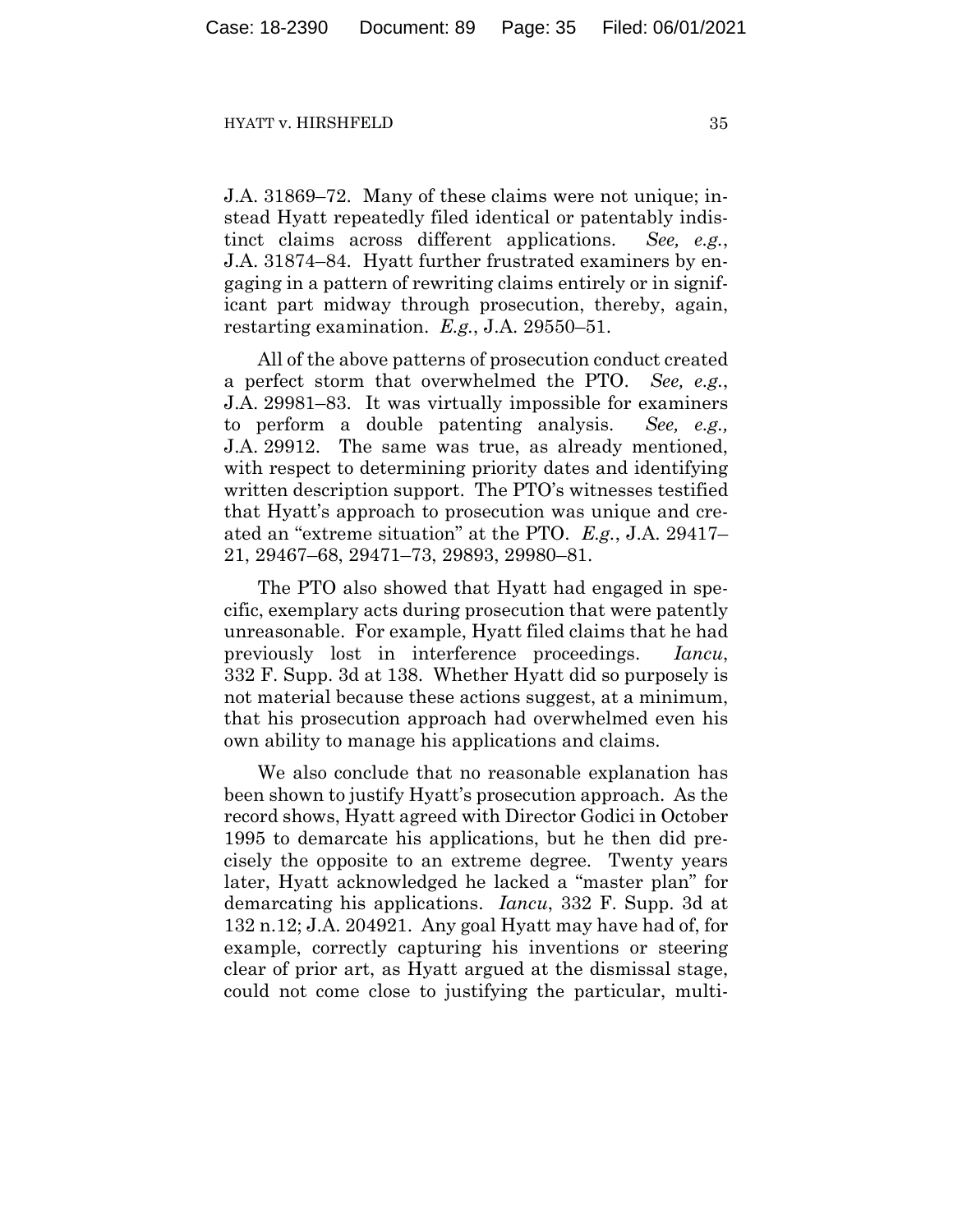J.A. 31869–72. Many of these claims were not unique; instead Hyatt repeatedly filed identical or patentably indistinct claims across different applications. *See, e.g.*, J.A. 31874–84. Hyatt further frustrated examiners by engaging in a pattern of rewriting claims entirely or in significant part midway through prosecution, thereby, again, restarting examination. *E.g.*, J.A. 29550–51.

All of the above patterns of prosecution conduct created a perfect storm that overwhelmed the PTO. *See, e.g.*, J.A. 29981–83. It was virtually impossible for examiners to perform a double patenting analysis. *See, e.g.,* J.A. 29912. The same was true, as already mentioned, with respect to determining priority dates and identifying written description support. The PTO's witnesses testified that Hyatt's approach to prosecution was unique and created an "extreme situation" at the PTO. *E.g.*, J.A. 29417–21, 29467–68, 29471–73, 29893, 29980–81.

The PTO also showed that Hyatt had engaged in specific, exemplary acts during prosecution that were patently unreasonable. For example, Hyatt filed claims that he had previously lost in interference proceedings. *Iancu*, 332 F. Supp. 3d at 138. Whether Hyatt did so purposely is not material because these actions suggest, at a minimum, that his prosecution approach had overwhelmed even his own ability to manage his applications and claims.

We also conclude that no reasonable explanation has been shown to justify Hyatt's prosecution approach. As the record shows, Hyatt agreed with Director Godici in October 1995 to demarcate his applications, but he then did precisely the opposite to an extreme degree. Twenty years later, Hyatt acknowledged he lacked a "master plan" for demarcating his applications. *Iancu*, 332 F. Supp. 3d at 132 n.12; J.A. 204921. Any goal Hyatt may have had of, for example, correctly capturing his inventions or steering clear of prior art, as Hyatt argued at the dismissal stage, could not come close to justifying the particular, multi-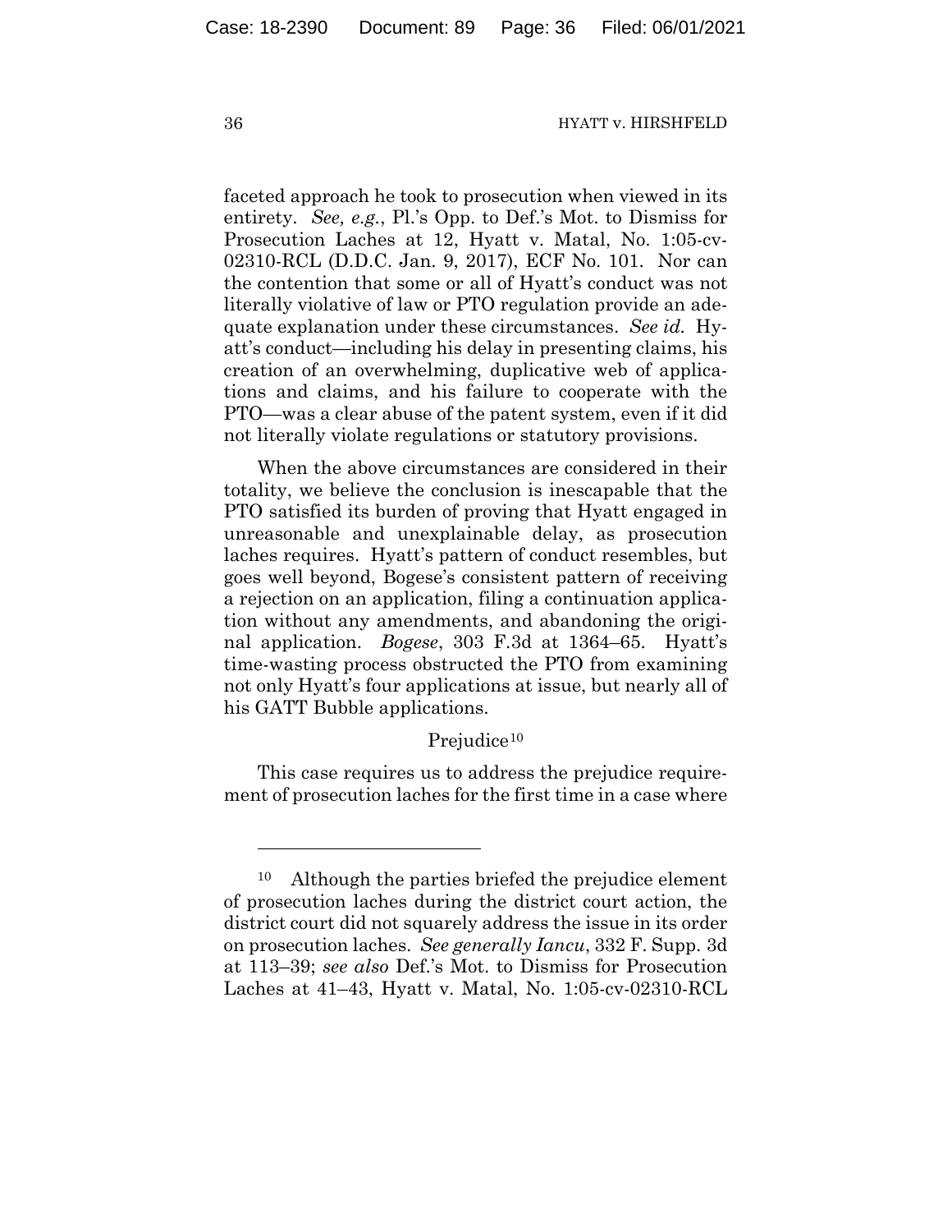faceted approach he took to prosecution when viewed in its entirety. *See, e.g.*, Pl.'s Opp. to Def.'s Mot. to Dismiss for Prosecution Laches at 12, Hyatt v. Matal, No. 1:05-cv-02310-RCL (D.D.C. Jan. 9, 2017), ECF No. 101. Nor can the contention that some or all of Hyatt's conduct was not literally violative of law or PTO regulation provide an adequate explanation under these circumstances. *See id.* Hyatt's conduct—including his delay in presenting claims, his creation of an overwhelming, duplicative web of applications and claims, and his failure to cooperate with the PTO—was a clear abuse of the patent system, even if it did not literally violate regulations or statutory provisions.

When the above circumstances are considered in their totality, we believe the conclusion is inescapable that the PTO satisfied its burden of proving that Hyatt engaged in unreasonable and unexplainable delay, as prosecution laches requires. Hyatt's pattern of conduct resembles, but goes well beyond, Bogese's consistent pattern of receiving a rejection on an application, filing a continuation application without any amendments, and abandoning the original application. *Bogese*, 303 F.3d at 1364–65. Hyatt's time-wasting process obstructed the PTO from examining not only Hyatt's four applications at issue, but nearly all of his GATT Bubble applications.

Prejudice[10]

This case requires us to address the prejudice requirement of prosecution laches for the first time in a case where

---

[10] Although the parties briefed the prejudice element of prosecution laches during the district court action, the district court did not squarely address the issue in its order on prosecution laches. *See generally Iancu*, 332 F. Supp. 3d at 113–39; *see also* Def.'s Mot. to Dismiss for Prosecution Laches at 41–43, Hyatt v. Matal, No. 1:05-cv-02310-RCL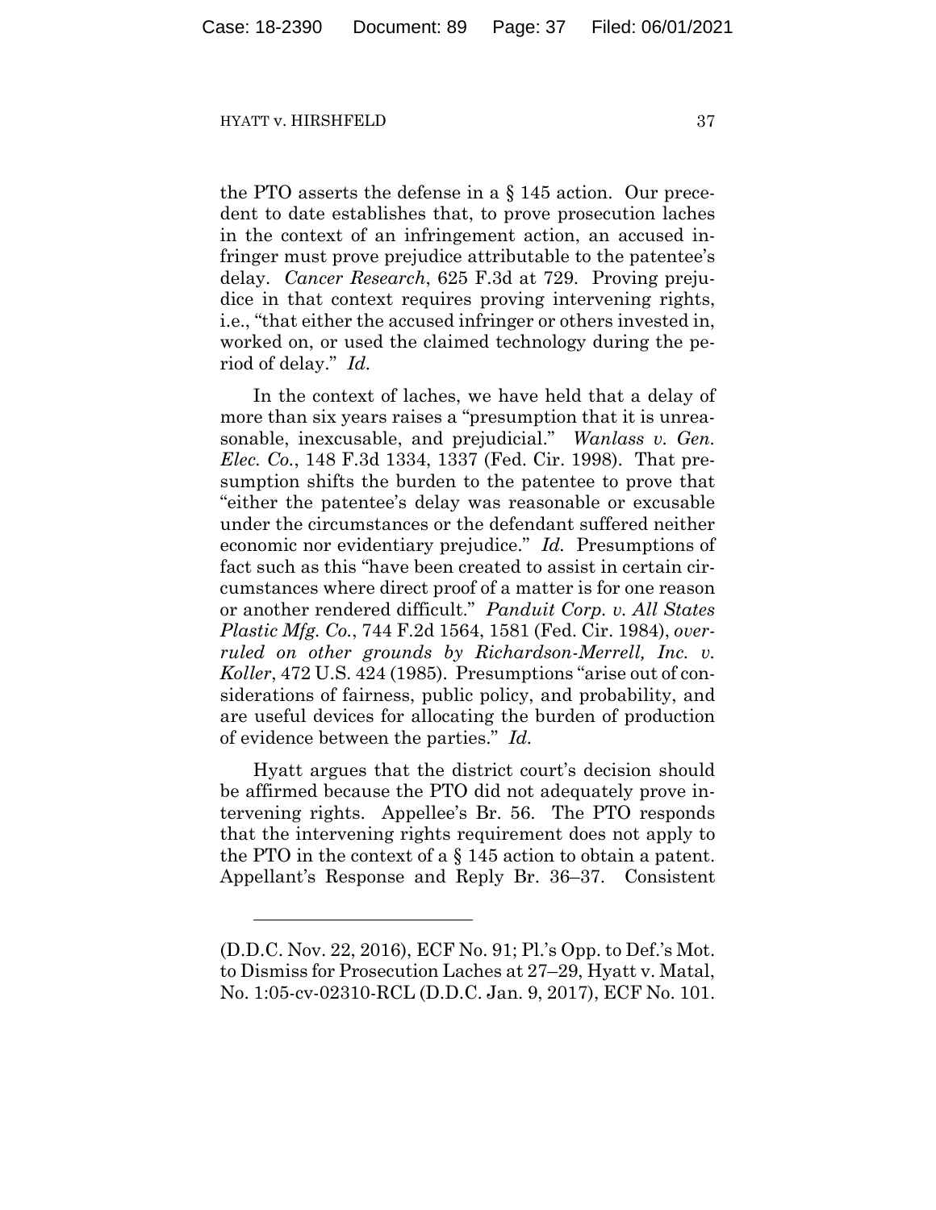the PTO asserts the defense in a § 145 action. Our precedent to date establishes that, to prove prosecution laches in the context of an infringement action, an accused infringer must prove prejudice attributable to the patentee's delay. *Cancer Research*, 625 F.3d at 729. Proving prejudice in that context requires proving intervening rights, i.e., "that either the accused infringer or others invested in, worked on, or used the claimed technology during the period of delay." *Id.*

In the context of laches, we have held that a delay of more than six years raises a "presumption that it is unreasonable, inexcusable, and prejudicial." *Wanlass v. Gen. Elec. Co.*, 148 F.3d 1334, 1337 (Fed. Cir. 1998). That presumption shifts the burden to the patentee to prove that "either the patentee's delay was reasonable or excusable under the circumstances or the defendant suffered neither economic nor evidentiary prejudice." *Id.* Presumptions of fact such as this "have been created to assist in certain circumstances where direct proof of a matter is for one reason or another rendered difficult." *Panduit Corp. v. All States Plastic Mfg. Co.*, 744 F.2d 1564, 1581 (Fed. Cir. 1984), *overruled on other grounds by Richardson-Merrell, Inc. v. Koller*, 472 U.S. 424 (1985). Presumptions "arise out of considerations of fairness, public policy, and probability, and are useful devices for allocating the burden of production of evidence between the parties." *Id.*

Hyatt argues that the district court's decision should be affirmed because the PTO did not adequately prove intervening rights. Appellee's Br. 56. The PTO responds that the intervening rights requirement does not apply to the PTO in the context of a § 145 action to obtain a patent. Appellant's Response and Reply Br. 36–37. Consistent

---

(D.D.C. Nov. 22, 2016), ECF No. 91; Pl.'s Opp. to Def.'s Mot. to Dismiss for Prosecution Laches at 27–29, Hyatt v. Matal, No. 1:05-cv-02310-RCL (D.D.C. Jan. 9, 2017), ECF No. 101.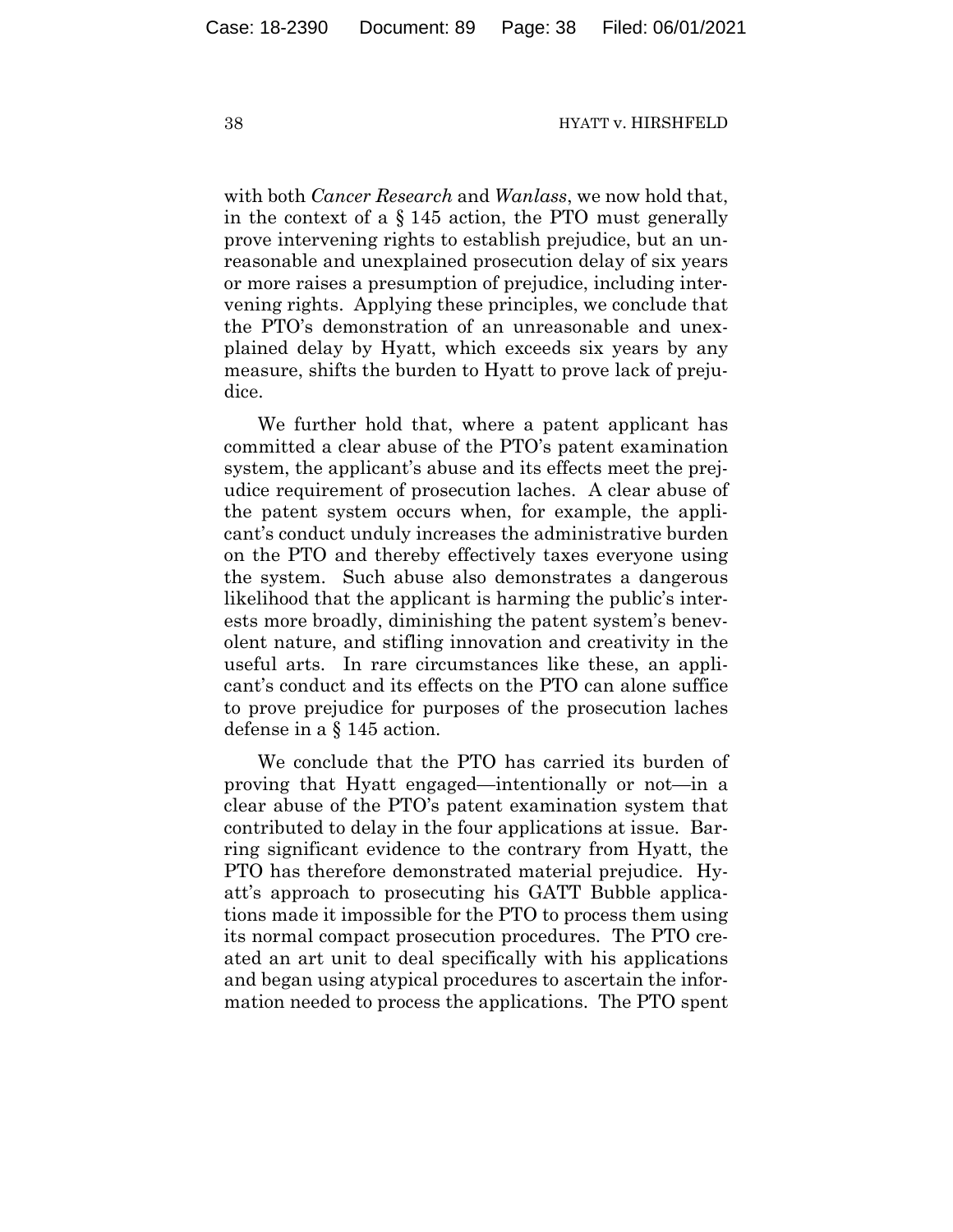with both *Cancer Research* and *Wanlass*, we now hold that, in the context of a § 145 action, the PTO must generally prove intervening rights to establish prejudice, but an unreasonable and unexplained prosecution delay of six years or more raises a presumption of prejudice, including intervening rights. Applying these principles, we conclude that the PTO's demonstration of an unreasonable and unexplained delay by Hyatt, which exceeds six years by any measure, shifts the burden to Hyatt to prove lack of prejudice.

We further hold that, where a patent applicant has committed a clear abuse of the PTO's patent examination system, the applicant's abuse and its effects meet the prejudice requirement of prosecution laches. A clear abuse of the patent system occurs when, for example, the applicant's conduct unduly increases the administrative burden on the PTO and thereby effectively taxes everyone using the system. Such abuse also demonstrates a dangerous likelihood that the applicant is harming the public's interests more broadly, diminishing the patent system's benevolent nature, and stifling innovation and creativity in the useful arts. In rare circumstances like these, an applicant's conduct and its effects on the PTO can alone suffice to prove prejudice for purposes of the prosecution laches defense in a § 145 action.

We conclude that the PTO has carried its burden of proving that Hyatt engaged—intentionally or not—in a clear abuse of the PTO's patent examination system that contributed to delay in the four applications at issue. Barring significant evidence to the contrary from Hyatt, the PTO has therefore demonstrated material prejudice. Hyatt's approach to prosecuting his GATT Bubble applications made it impossible for the PTO to process them using its normal compact prosecution procedures. The PTO created an art unit to deal specifically with his applications and began using atypical procedures to ascertain the information needed to process the applications. The PTO spent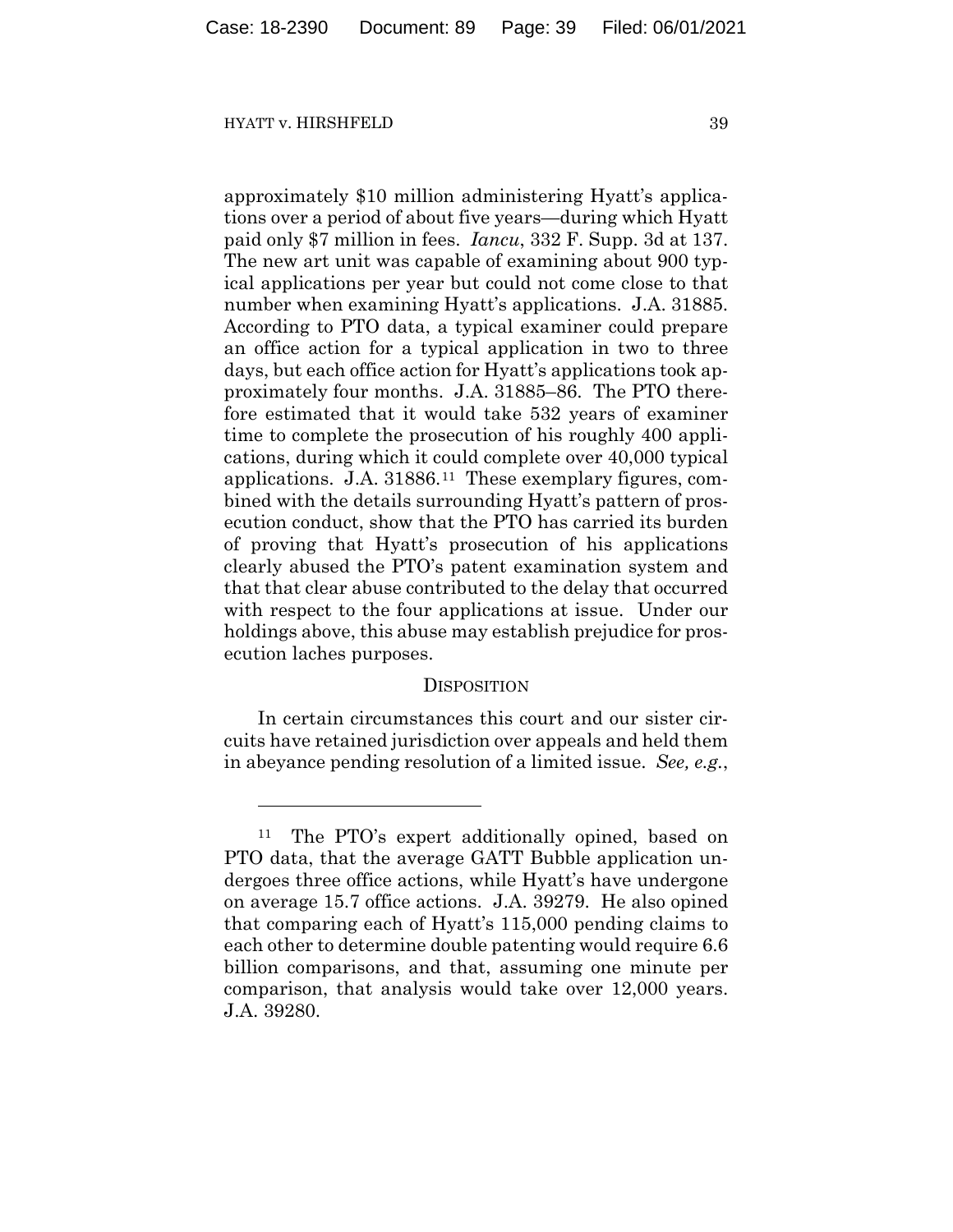approximately \$10 million administering Hyatt's applications over a period of about five years—during which Hyatt paid only \$7 million in fees. *Iancu*, 332 F. Supp. 3d at 137. The new art unit was capable of examining about 900 typical applications per year but could not come close to that number when examining Hyatt's applications. J.A. 31885. According to PTO data, a typical examiner could prepare an office action for a typical application in two to three days, but each office action for Hyatt's applications took approximately four months. J.A. 31885–86. The PTO therefore estimated that it would take 532 years of examiner time to complete the prosecution of his roughly 400 applications, during which it could complete over 40,000 typical applications. J.A. 31886.[11] These exemplary figures, combined with the details surrounding Hyatt's pattern of prosecution conduct, show that the PTO has carried its burden of proving that Hyatt's prosecution of his applications clearly abused the PTO's patent examination system and that that clear abuse contributed to the delay that occurred with respect to the four applications at issue. Under our holdings above, this abuse may establish prejudice for prosecution laches purposes.

## DISPOSITION

In certain circumstances this court and our sister circuits have retained jurisdiction over appeals and held them in abeyance pending resolution of a limited issue. *See, e.g.*,

---

[11] The PTO's expert additionally opined, based on PTO data, that the average GATT Bubble application undergoes three office actions, while Hyatt's have undergone on average 15.7 office actions. J.A. 39279. He also opined that comparing each of Hyatt's 115,000 pending claims to each other to determine double patenting would require 6.6 billion comparisons, and that, assuming one minute per comparison, that analysis would take over 12,000 years. J.A. 39280.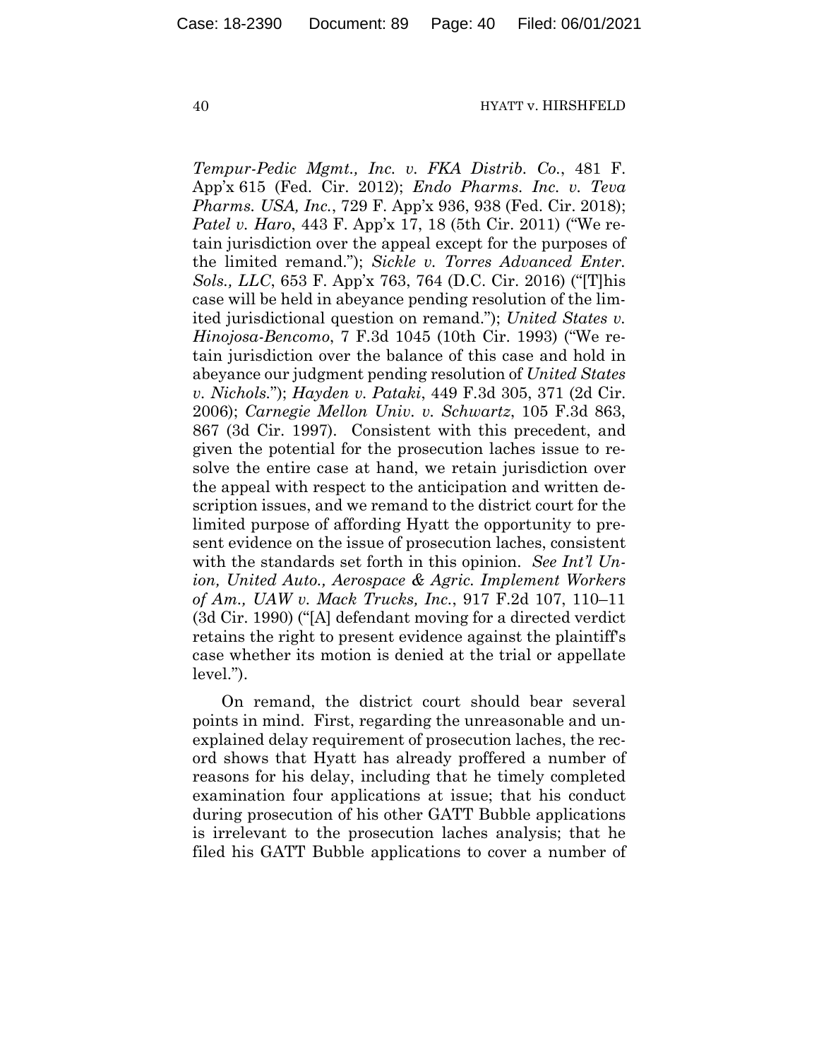*Tempur-Pedic Mgmt., Inc. v. FKA Distrib. Co.*, 481 F. App'x 615 (Fed. Cir. 2012); *Endo Pharms. Inc. v. Teva Pharms. USA, Inc.*, 729 F. App'x 936, 938 (Fed. Cir. 2018); *Patel v. Haro*, 443 F. App'x 17, 18 (5th Cir. 2011) ("We retain jurisdiction over the appeal except for the purposes of the limited remand."); *Sickle v. Torres Advanced Enter. Sols., LLC*, 653 F. App'x 763, 764 (D.C. Cir. 2016) ("[T]his case will be held in abeyance pending resolution of the limited jurisdictional question on remand."); *United States v. Hinojosa-Bencomo*, 7 F.3d 1045 (10th Cir. 1993) ("We retain jurisdiction over the balance of this case and hold in abeyance our judgment pending resolution of *United States v. Nichols*."); *Hayden v. Pataki*, 449 F.3d 305, 371 (2d Cir. 2006); *Carnegie Mellon Univ. v. Schwartz*, 105 F.3d 863, 867 (3d Cir. 1997). Consistent with this precedent, and given the potential for the prosecution laches issue to resolve the entire case at hand, we retain jurisdiction over the appeal with respect to the anticipation and written description issues, and we remand to the district court for the limited purpose of affording Hyatt the opportunity to present evidence on the issue of prosecution laches, consistent with the standards set forth in this opinion. *See Int'l Union, United Auto., Aerospace & Agric. Implement Workers of Am., UAW v. Mack Trucks, Inc.*, 917 F.2d 107, 110–11 (3d Cir. 1990) ("[A] defendant moving for a directed verdict retains the right to present evidence against the plaintiff's case whether its motion is denied at the trial or appellate level.").

On remand, the district court should bear several points in mind. First, regarding the unreasonable and unexplained delay requirement of prosecution laches, the record shows that Hyatt has already proffered a number of reasons for his delay, including that he timely completed examination four applications at issue; that his conduct during prosecution of his other GATT Bubble applications is irrelevant to the prosecution laches analysis; that he filed his GATT Bubble applications to cover a number of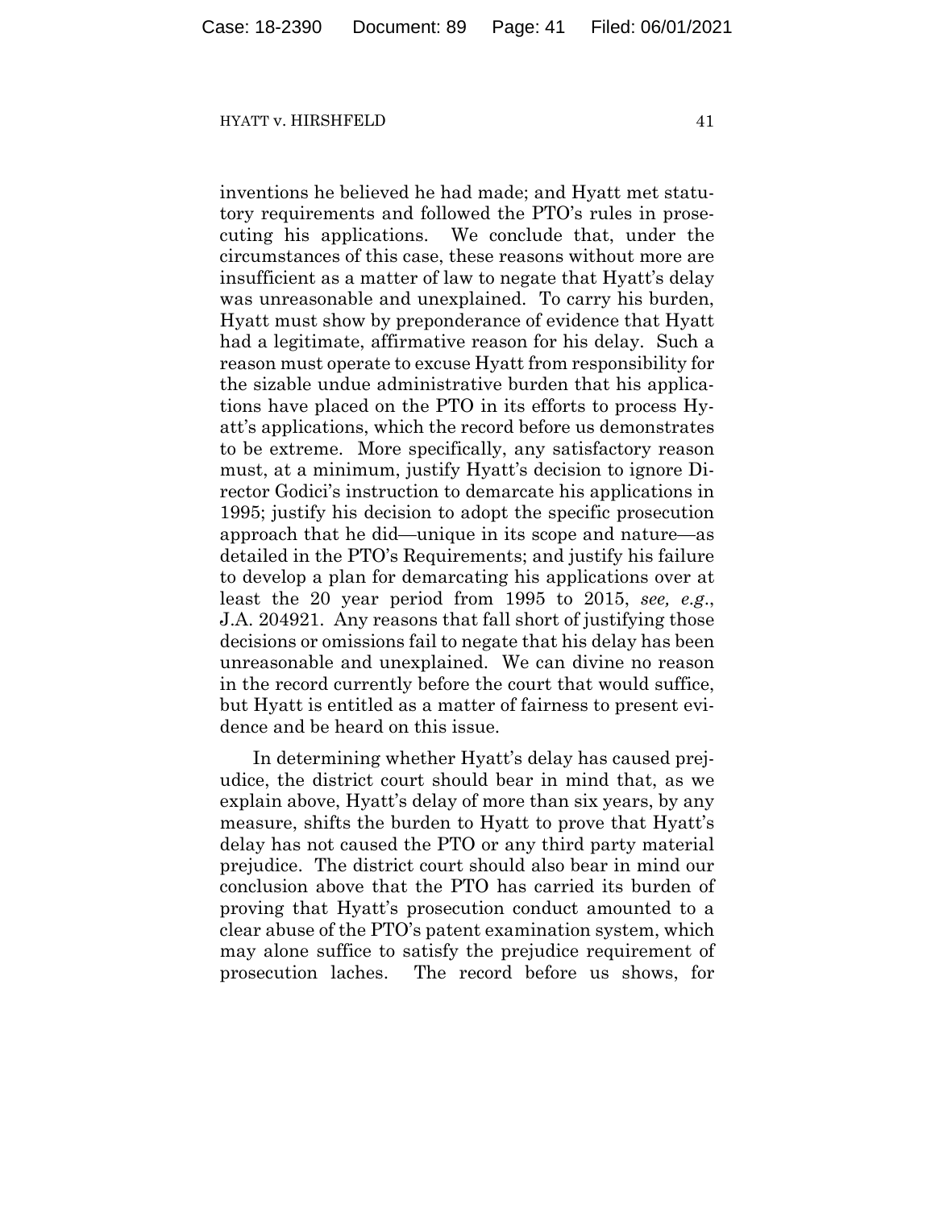inventions he believed he had made; and Hyatt met statutory requirements and followed the PTO's rules in prosecuting his applications. We conclude that, under the circumstances of this case, these reasons without more are insufficient as a matter of law to negate that Hyatt's delay was unreasonable and unexplained. To carry his burden, Hyatt must show by preponderance of evidence that Hyatt had a legitimate, affirmative reason for his delay. Such a reason must operate to excuse Hyatt from responsibility for the sizable undue administrative burden that his applications have placed on the PTO in its efforts to process Hyatt's applications, which the record before us demonstrates to be extreme. More specifically, any satisfactory reason must, at a minimum, justify Hyatt's decision to ignore Director Godici's instruction to demarcate his applications in 1995; justify his decision to adopt the specific prosecution approach that he did—unique in its scope and nature—as detailed in the PTO's Requirements; and justify his failure to develop a plan for demarcating his applications over at least the 20 year period from 1995 to 2015, *see, e.g.*, J.A. 204921. Any reasons that fall short of justifying those decisions or omissions fail to negate that his delay has been unreasonable and unexplained. We can divine no reason in the record currently before the court that would suffice, but Hyatt is entitled as a matter of fairness to present evidence and be heard on this issue.

In determining whether Hyatt's delay has caused prejudice, the district court should bear in mind that, as we explain above, Hyatt's delay of more than six years, by any measure, shifts the burden to Hyatt to prove that Hyatt's delay has not caused the PTO or any third party material prejudice. The district court should also bear in mind our conclusion above that the PTO has carried its burden of proving that Hyatt's prosecution conduct amounted to a clear abuse of the PTO's patent examination system, which may alone suffice to satisfy the prejudice requirement of prosecution laches. The record before us shows, for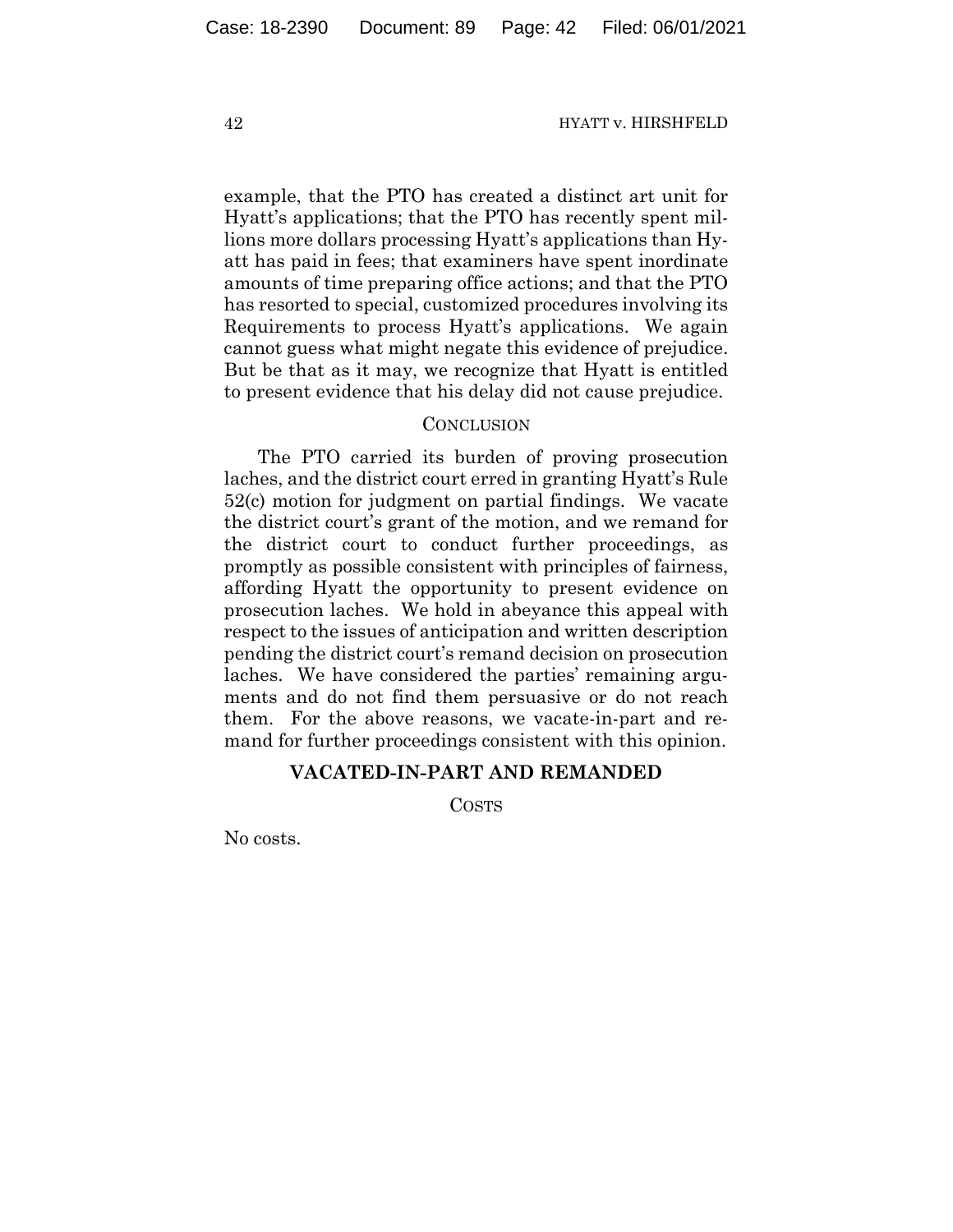example, that the PTO has created a distinct art unit for Hyatt's applications; that the PTO has recently spent millions more dollars processing Hyatt's applications than Hyatt has paid in fees; that examiners have spent inordinate amounts of time preparing office actions; and that the PTO has resorted to special, customized procedures involving its Requirements to process Hyatt's applications. We again cannot guess what might negate this evidence of prejudice. But be that as it may, we recognize that Hyatt is entitled to present evidence that his delay did not cause prejudice.

## CONCLUSION

The PTO carried its burden of proving prosecution laches, and the district court erred in granting Hyatt's Rule 52(c) motion for judgment on partial findings. We vacate the district court's grant of the motion, and we remand for the district court to conduct further proceedings, as promptly as possible consistent with principles of fairness, affording Hyatt the opportunity to present evidence on prosecution laches. We hold in abeyance this appeal with respect to the issues of anticipation and written description pending the district court's remand decision on prosecution laches. We have considered the parties' remaining arguments and do not find them persuasive or do not reach them. For the above reasons, we vacate-in-part and remand for further proceedings consistent with this opinion.

**VACATED-IN-PART AND REMANDED**

COSTS

No costs.